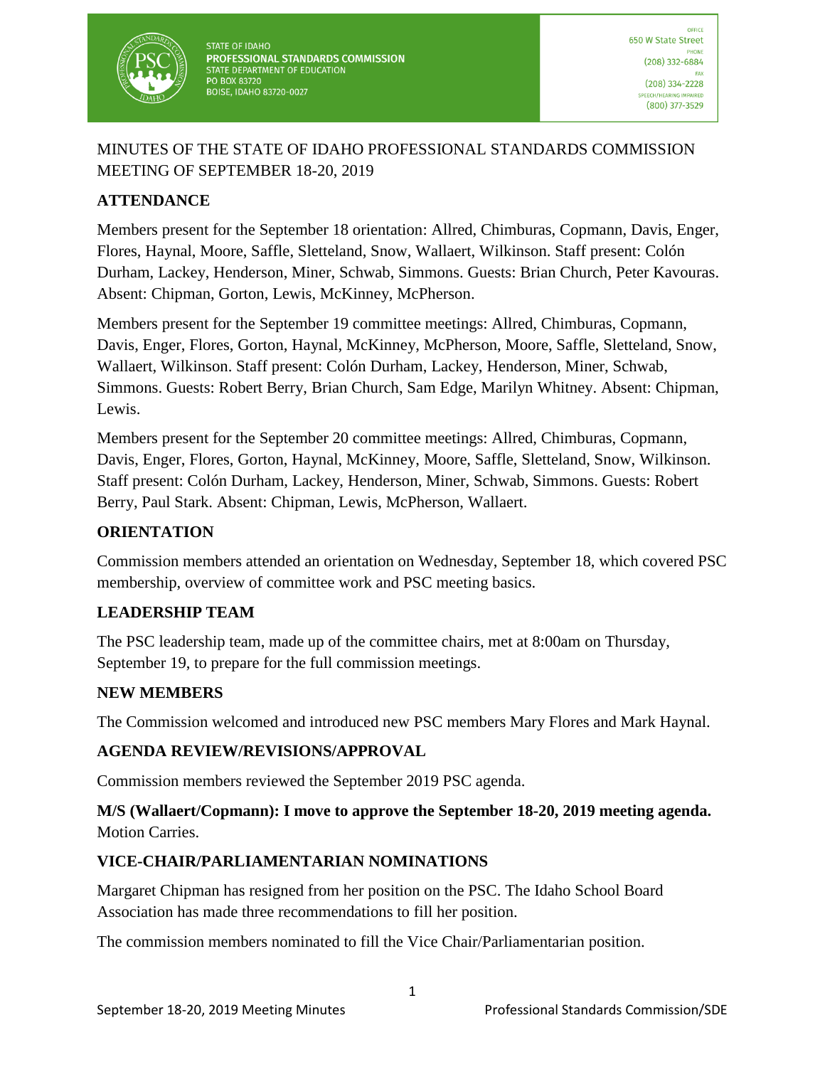STATE OF IDAHO
**PROFESSIONAL STANDARDS COMMISSION**
STATE DEPARTMENT OF EDUCATION
PO BOX 83720
BOISE, IDAHO 83720-0027

OFFICE
650 W State Street
PHONE
(208) 332-6884
FAX
(208) 334-2228
SPEECH/HEARING IMPAIRED
(800) 377-3529

MINUTES OF THE STATE OF IDAHO PROFESSIONAL STANDARDS COMMISSION MEETING OF SEPTEMBER 18-20, 2019

## ATTENDANCE

Members present for the September 18 orientation: Allred, Chimburas, Copmann, Davis, Enger, Flores, Haynal, Moore, Saffle, Sletteland, Snow, Wallaert, Wilkinson. Staff present: Colón Durham, Lackey, Henderson, Miner, Schwab, Simmons. Guests: Brian Church, Peter Kavouras. Absent: Chipman, Gorton, Lewis, McKinney, McPherson.

Members present for the September 19 committee meetings: Allred, Chimburas, Copmann, Davis, Enger, Flores, Gorton, Haynal, McKinney, McPherson, Moore, Saffle, Sletteland, Snow, Wallaert, Wilkinson. Staff present: Colón Durham, Lackey, Henderson, Miner, Schwab, Simmons. Guests: Robert Berry, Brian Church, Sam Edge, Marilyn Whitney. Absent: Chipman, Lewis.

Members present for the September 20 committee meetings: Allred, Chimburas, Copmann, Davis, Enger, Flores, Gorton, Haynal, McKinney, Moore, Saffle, Sletteland, Snow, Wilkinson. Staff present: Colón Durham, Lackey, Henderson, Miner, Schwab, Simmons. Guests: Robert Berry, Paul Stark. Absent: Chipman, Lewis, McPherson, Wallaert.

## ORIENTATION

Commission members attended an orientation on Wednesday, September 18, which covered PSC membership, overview of committee work and PSC meeting basics.

## LEADERSHIP TEAM

The PSC leadership team, made up of the committee chairs, met at 8:00am on Thursday, September 19, to prepare for the full commission meetings.

## NEW MEMBERS

The Commission welcomed and introduced new PSC members Mary Flores and Mark Haynal.

## AGENDA REVIEW/REVISIONS/APPROVAL

Commission members reviewed the September 2019 PSC agenda.

**M/S (Wallaert/Copmann): I move to approve the September 18-20, 2019 meeting agenda.** Motion Carries.

## VICE-CHAIR/PARLIAMENTARIAN NOMINATIONS

Margaret Chipman has resigned from her position on the PSC. The Idaho School Board Association has made three recommendations to fill her position.

The commission members nominated to fill the Vice Chair/Parliamentarian position.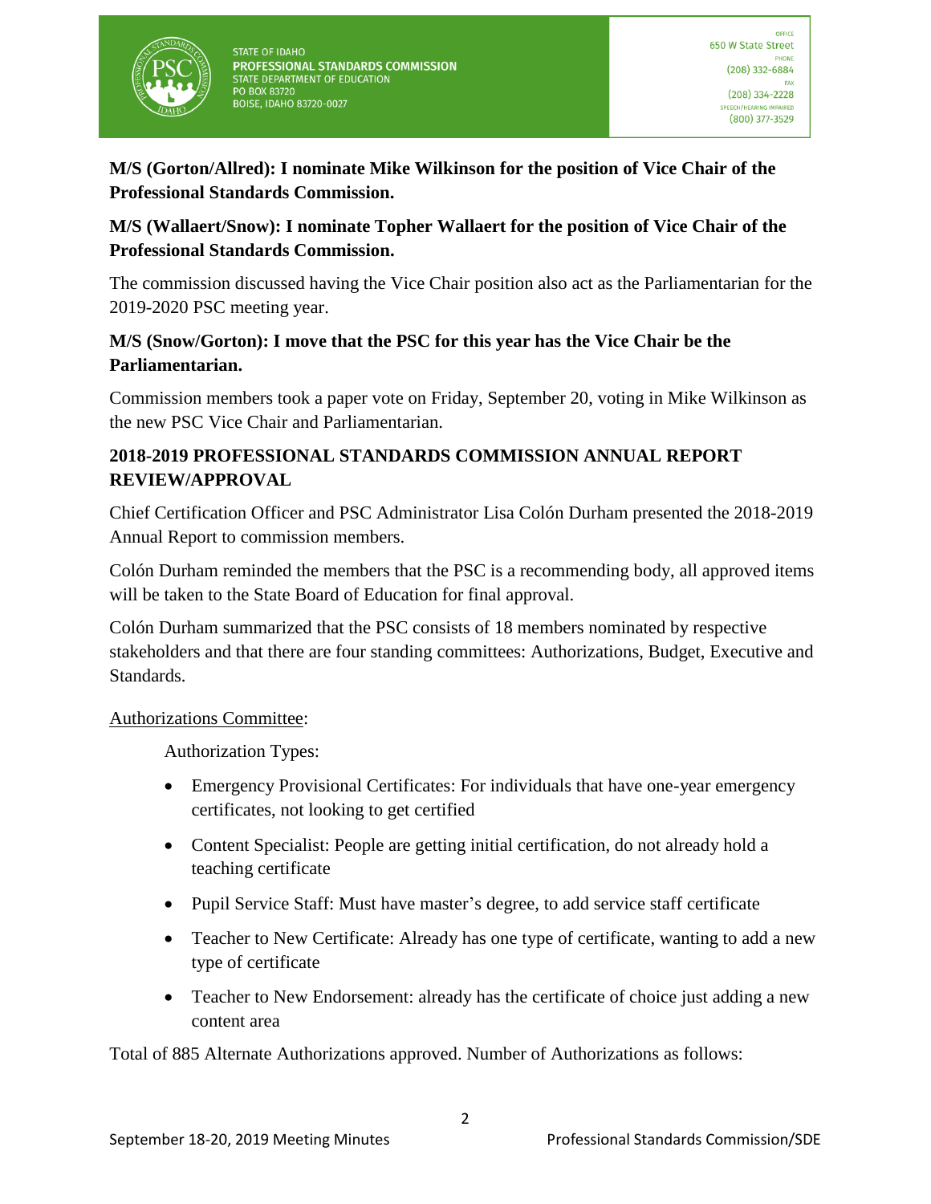**M/S (Gorton/Allred): I nominate Mike Wilkinson for the position of Vice Chair of the Professional Standards Commission.**

**M/S (Wallaert/Snow): I nominate Topher Wallaert for the position of Vice Chair of the Professional Standards Commission.**

The commission discussed having the Vice Chair position also act as the Parliamentarian for the 2019-2020 PSC meeting year.

**M/S (Snow/Gorton): I move that the PSC for this year has the Vice Chair be the Parliamentarian.**

Commission members took a paper vote on Friday, September 20, voting in Mike Wilkinson as the new PSC Vice Chair and Parliamentarian.

## 2018-2019 PROFESSIONAL STANDARDS COMMISSION ANNUAL REPORT REVIEW/APPROVAL

Chief Certification Officer and PSC Administrator Lisa Colón Durham presented the 2018-2019 Annual Report to commission members.

Colón Durham reminded the members that the PSC is a recommending body, all approved items will be taken to the State Board of Education for final approval.

Colón Durham summarized that the PSC consists of 18 members nominated by respective stakeholders and that there are four standing committees: Authorizations, Budget, Executive and Standards.

Authorizations Committee:

Authorization Types:

- Emergency Provisional Certificates: For individuals that have one-year emergency certificates, not looking to get certified
- Content Specialist: People are getting initial certification, do not already hold a teaching certificate
- Pupil Service Staff: Must have master's degree, to add service staff certificate
- Teacher to New Certificate: Already has one type of certificate, wanting to add a new type of certificate
- Teacher to New Endorsement: already has the certificate of choice just adding a new content area

Total of 885 Alternate Authorizations approved. Number of Authorizations as follows: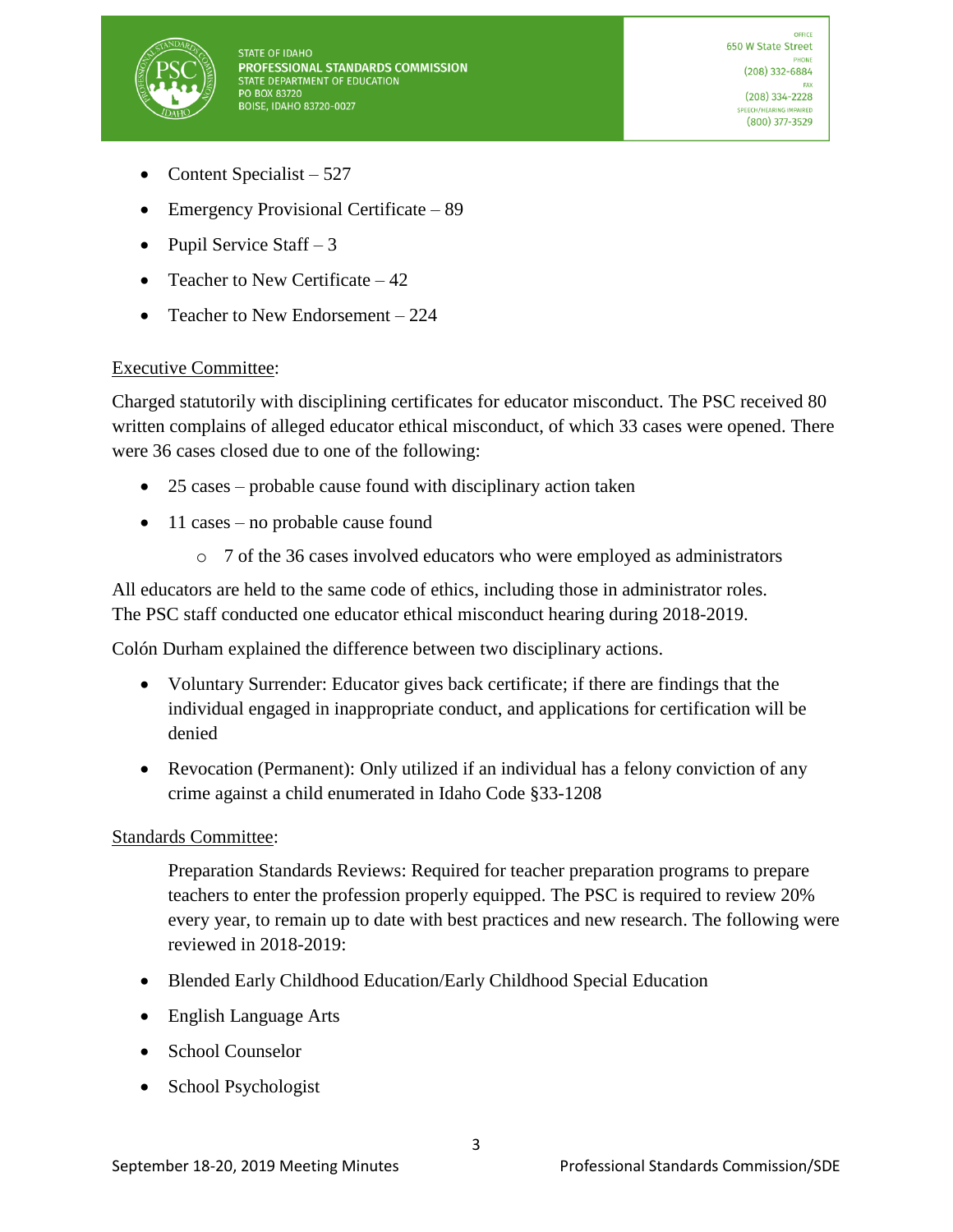- Content Specialist – 527
- Emergency Provisional Certificate – 89
- Pupil Service Staff – 3
- Teacher to New Certificate – 42
- Teacher to New Endorsement – 224

Executive Committee:

Charged statutorily with disciplining certificates for educator misconduct. The PSC received 80 written complains of alleged educator ethical misconduct, of which 33 cases were opened. There were 36 cases closed due to one of the following:

- 25 cases – probable cause found with disciplinary action taken
- 11 cases – no probable cause found
  - 7 of the 36 cases involved educators who were employed as administrators

All educators are held to the same code of ethics, including those in administrator roles. The PSC staff conducted one educator ethical misconduct hearing during 2018-2019.

Colón Durham explained the difference between two disciplinary actions.

- Voluntary Surrender: Educator gives back certificate; if there are findings that the individual engaged in inappropriate conduct, and applications for certification will be denied
- Revocation (Permanent): Only utilized if an individual has a felony conviction of any crime against a child enumerated in Idaho Code §33-1208

Standards Committee:

Preparation Standards Reviews: Required for teacher preparation programs to prepare teachers to enter the profession properly equipped. The PSC is required to review 20% every year, to remain up to date with best practices and new research. The following were reviewed in 2018-2019:

- Blended Early Childhood Education/Early Childhood Special Education
- English Language Arts
- School Counselor
- School Psychologist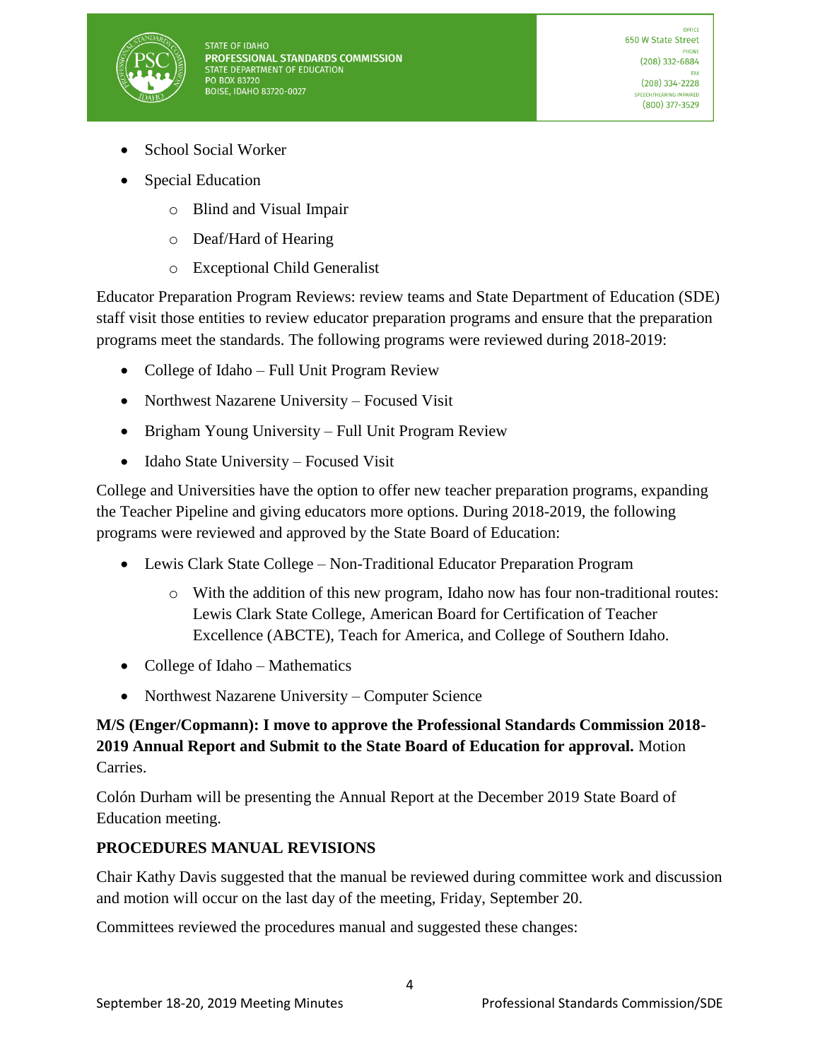- School Social Worker
- Special Education
  - Blind and Visual Impair
  - Deaf/Hard of Hearing
  - Exceptional Child Generalist

Educator Preparation Program Reviews: review teams and State Department of Education (SDE) staff visit those entities to review educator preparation programs and ensure that the preparation programs meet the standards. The following programs were reviewed during 2018-2019:

- College of Idaho – Full Unit Program Review
- Northwest Nazarene University – Focused Visit
- Brigham Young University – Full Unit Program Review
- Idaho State University – Focused Visit

College and Universities have the option to offer new teacher preparation programs, expanding the Teacher Pipeline and giving educators more options. During 2018-2019, the following programs were reviewed and approved by the State Board of Education:

- Lewis Clark State College – Non-Traditional Educator Preparation Program
  - With the addition of this new program, Idaho now has four non-traditional routes: Lewis Clark State College, American Board for Certification of Teacher Excellence (ABCTE), Teach for America, and College of Southern Idaho.
- College of Idaho – Mathematics
- Northwest Nazarene University – Computer Science

**M/S (Enger/Copmann): I move to approve the Professional Standards Commission 2018-2019 Annual Report and Submit to the State Board of Education for approval.** Motion Carries.

Colón Durham will be presenting the Annual Report at the December 2019 State Board of Education meeting.

**PROCEDURES MANUAL REVISIONS**

Chair Kathy Davis suggested that the manual be reviewed during committee work and discussion and motion will occur on the last day of the meeting, Friday, September 20.

Committees reviewed the procedures manual and suggested these changes: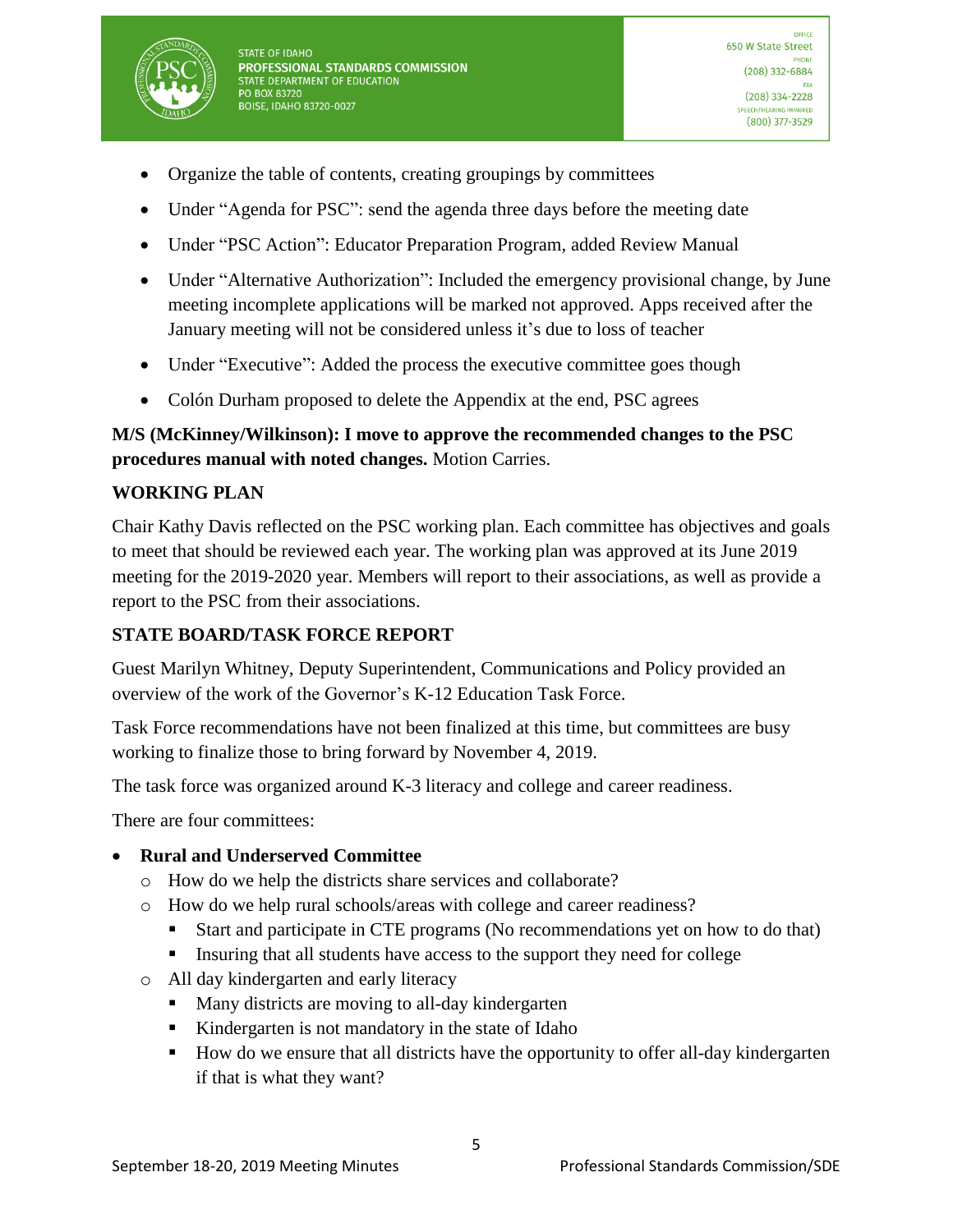- Organize the table of contents, creating groupings by committees
- Under "Agenda for PSC": send the agenda three days before the meeting date
- Under "PSC Action": Educator Preparation Program, added Review Manual
- Under "Alternative Authorization": Included the emergency provisional change, by June meeting incomplete applications will be marked not approved. Apps received after the January meeting will not be considered unless it's due to loss of teacher
- Under "Executive": Added the process the executive committee goes though
- Colón Durham proposed to delete the Appendix at the end, PSC agrees

**M/S (McKinney/Wilkinson): I move to approve the recommended changes to the PSC procedures manual with noted changes.** Motion Carries.

**WORKING PLAN**

Chair Kathy Davis reflected on the PSC working plan. Each committee has objectives and goals to meet that should be reviewed each year. The working plan was approved at its June 2019 meeting for the 2019-2020 year. Members will report to their associations, as well as provide a report to the PSC from their associations.

**STATE BOARD/TASK FORCE REPORT**

Guest Marilyn Whitney, Deputy Superintendent, Communications and Policy provided an overview of the work of the Governor's K-12 Education Task Force.

Task Force recommendations have not been finalized at this time, but committees are busy working to finalize those to bring forward by November 4, 2019.

The task force was organized around K-3 literacy and college and career readiness.

There are four committees:

- **Rural and Underserved Committee**
  - How do we help the districts share services and collaborate?
  - How do we help rural schools/areas with college and career readiness?
    - Start and participate in CTE programs (No recommendations yet on how to do that)
    - Insuring that all students have access to the support they need for college
  - All day kindergarten and early literacy
    - Many districts are moving to all-day kindergarten
    - Kindergarten is not mandatory in the state of Idaho
    - How do we ensure that all districts have the opportunity to offer all-day kindergarten if that is what they want?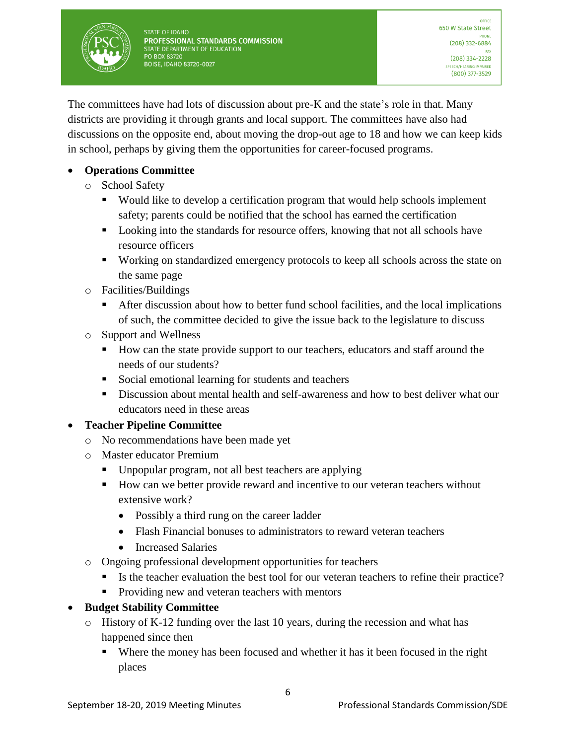The committees have had lots of discussion about pre-K and the state's role in that. Many districts are providing it through grants and local support. The committees have also had discussions on the opposite end, about moving the drop-out age to 18 and how we can keep kids in school, perhaps by giving them the opportunities for career-focused programs.

- **Operations Committee**
  - School Safety
    - Would like to develop a certification program that would help schools implement safety; parents could be notified that the school has earned the certification
    - Looking into the standards for resource offers, knowing that not all schools have resource officers
    - Working on standardized emergency protocols to keep all schools across the state on the same page
  - Facilities/Buildings
    - After discussion about how to better fund school facilities, and the local implications of such, the committee decided to give the issue back to the legislature to discuss
  - Support and Wellness
    - How can the state provide support to our teachers, educators and staff around the needs of our students?
    - Social emotional learning for students and teachers
    - Discussion about mental health and self-awareness and how to best deliver what our educators need in these areas
- **Teacher Pipeline Committee**
  - No recommendations have been made yet
  - Master educator Premium
    - Unpopular program, not all best teachers are applying
    - How can we better provide reward and incentive to our veteran teachers without extensive work?
      - Possibly a third rung on the career ladder
      - Flash Financial bonuses to administrators to reward veteran teachers
      - Increased Salaries
  - Ongoing professional development opportunities for teachers
    - Is the teacher evaluation the best tool for our veteran teachers to refine their practice?
    - Providing new and veteran teachers with mentors
- **Budget Stability Committee**
  - History of K-12 funding over the last 10 years, during the recession and what has happened since then
    - Where the money has been focused and whether it has it been focused in the right places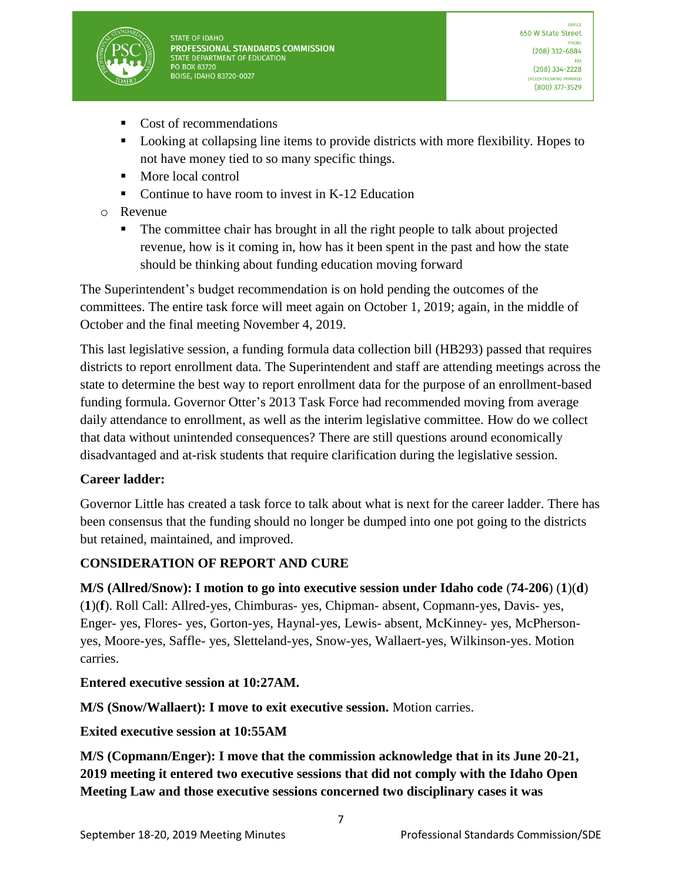- Cost of recommendations
        - Looking at collapsing line items to provide districts with more flexibility. Hopes to not have money tied to so many specific things.
        - More local control
        - Continue to have room to invest in K-12 Education
    - Revenue
        - The committee chair has brought in all the right people to talk about projected revenue, how is it coming in, how has it been spent in the past and how the state should be thinking about funding education moving forward

The Superintendent's budget recommendation is on hold pending the outcomes of the committees. The entire task force will meet again on October 1, 2019; again, in the middle of October and the final meeting November 4, 2019.

This last legislative session, a funding formula data collection bill (HB293) passed that requires districts to report enrollment data. The Superintendent and staff are attending meetings across the state to determine the best way to report enrollment data for the purpose of an enrollment-based funding formula. Governor Otter's 2013 Task Force had recommended moving from average daily attendance to enrollment, as well as the interim legislative committee. How do we collect that data without unintended consequences? There are still questions around economically disadvantaged and at-risk students that require clarification during the legislative session.

**Career ladder:**

Governor Little has created a task force to talk about what is next for the career ladder. There has been consensus that the funding should no longer be dumped into one pot going to the districts but retained, maintained, and improved.

**CONSIDERATION OF REPORT AND CURE**

**M/S (Allred/Snow): I motion to go into executive session under Idaho code (74-206) (1)(d) (1)(f).** Roll Call: Allred-yes, Chimburas- yes, Chipman- absent, Copmann-yes, Davis- yes, Enger- yes, Flores- yes, Gorton-yes, Haynal-yes, Lewis- absent, McKinney- yes, McPherson-yes, Moore-yes, Saffle- yes, Sletteland-yes, Snow-yes, Wallaert-yes, Wilkinson-yes. Motion carries.

**Entered executive session at 10:27AM.**

**M/S (Snow/Wallaert): I move to exit executive session.** Motion carries.

**Exited executive session at 10:55AM**

**M/S (Copmann/Enger): I move that the commission acknowledge that in its June 20-21, 2019 meeting it entered two executive sessions that did not comply with the Idaho Open Meeting Law and those executive sessions concerned two disciplinary cases it was**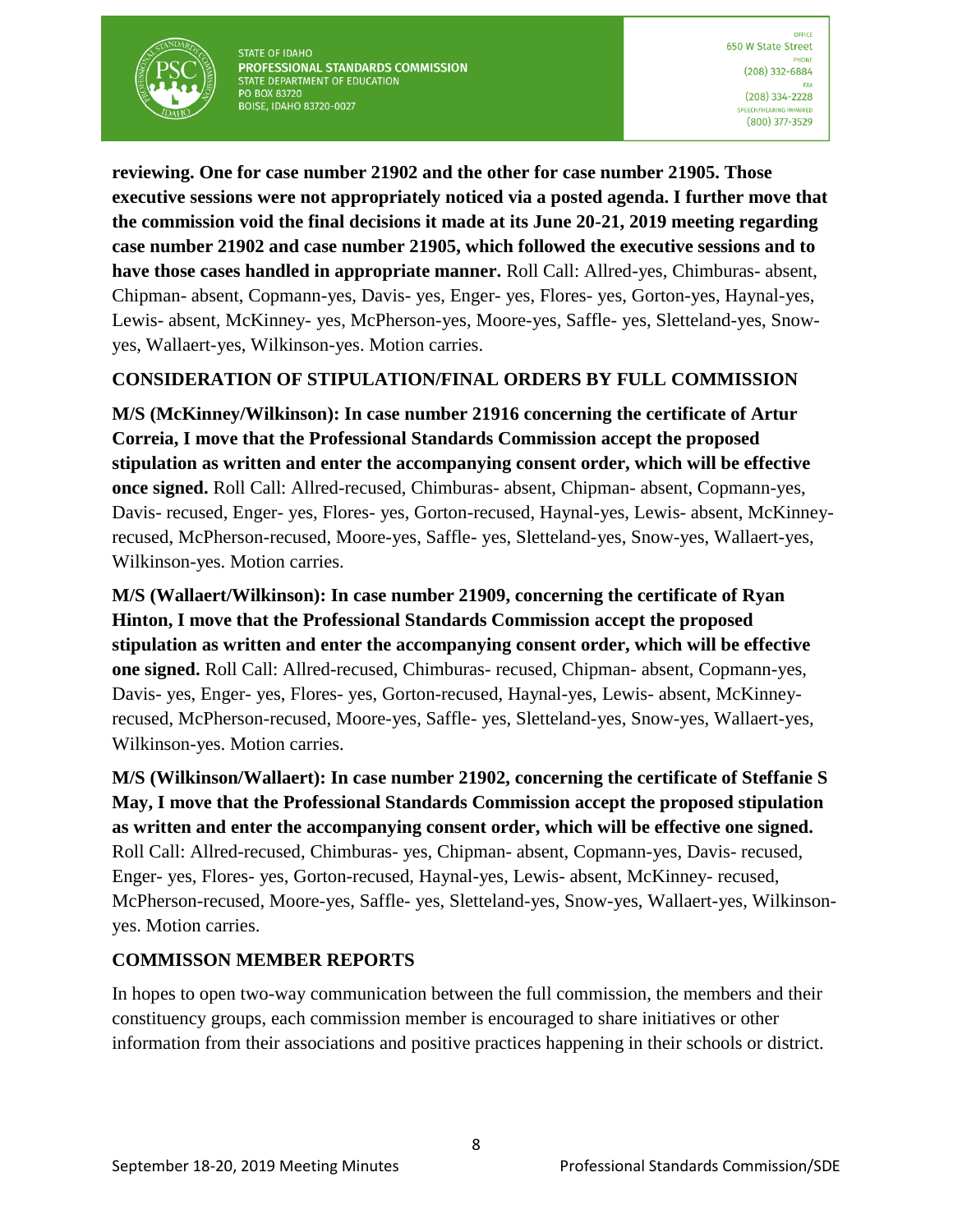**reviewing. One for case number 21902 and the other for case number 21905. Those executive sessions were not appropriately noticed via a posted agenda. I further move that the commission void the final decisions it made at its June 20-21, 2019 meeting regarding case number 21902 and case number 21905, which followed the executive sessions and to have those cases handled in appropriate manner.** Roll Call: Allred-yes, Chimburas- absent, Chipman- absent, Copmann-yes, Davis- yes, Enger- yes, Flores- yes, Gorton-yes, Haynal-yes, Lewis- absent, McKinney- yes, McPherson-yes, Moore-yes, Saffle- yes, Sletteland-yes, Snow-yes, Wallaert-yes, Wilkinson-yes. Motion carries.

## CONSIDERATION OF STIPULATION/FINAL ORDERS BY FULL COMMISSION

**M/S (McKinney/Wilkinson): In case number 21916 concerning the certificate of Artur Correia, I move that the Professional Standards Commission accept the proposed stipulation as written and enter the accompanying consent order, which will be effective once signed.** Roll Call: Allred-recused, Chimburas- absent, Chipman- absent, Copmann-yes, Davis- recused, Enger- yes, Flores- yes, Gorton-recused, Haynal-yes, Lewis- absent, McKinney- recused, McPherson-recused, Moore-yes, Saffle- yes, Sletteland-yes, Snow-yes, Wallaert-yes, Wilkinson-yes. Motion carries.

**M/S (Wallaert/Wilkinson): In case number 21909, concerning the certificate of Ryan Hinton, I move that the Professional Standards Commission accept the proposed stipulation as written and enter the accompanying consent order, which will be effective one signed.** Roll Call: Allred-recused, Chimburas- recused, Chipman- absent, Copmann-yes, Davis- yes, Enger- yes, Flores- yes, Gorton-recused, Haynal-yes, Lewis- absent, McKinney- recused, McPherson-recused, Moore-yes, Saffle- yes, Sletteland-yes, Snow-yes, Wallaert-yes, Wilkinson-yes. Motion carries.

**M/S (Wilkinson/Wallaert): In case number 21902, concerning the certificate of Steffanie S May, I move that the Professional Standards Commission accept the proposed stipulation as written and enter the accompanying consent order, which will be effective one signed.** Roll Call: Allred-recused, Chimburas- yes, Chipman- absent, Copmann-yes, Davis- recused, Enger- yes, Flores- yes, Gorton-recused, Haynal-yes, Lewis- absent, McKinney- recused, McPherson-recused, Moore-yes, Saffle- yes, Sletteland-yes, Snow-yes, Wallaert-yes, Wilkinson-yes. Motion carries.

## COMMISSON MEMBER REPORTS

In hopes to open two-way communication between the full commission, the members and their constituency groups, each commission member is encouraged to share initiatives or other information from their associations and positive practices happening in their schools or district.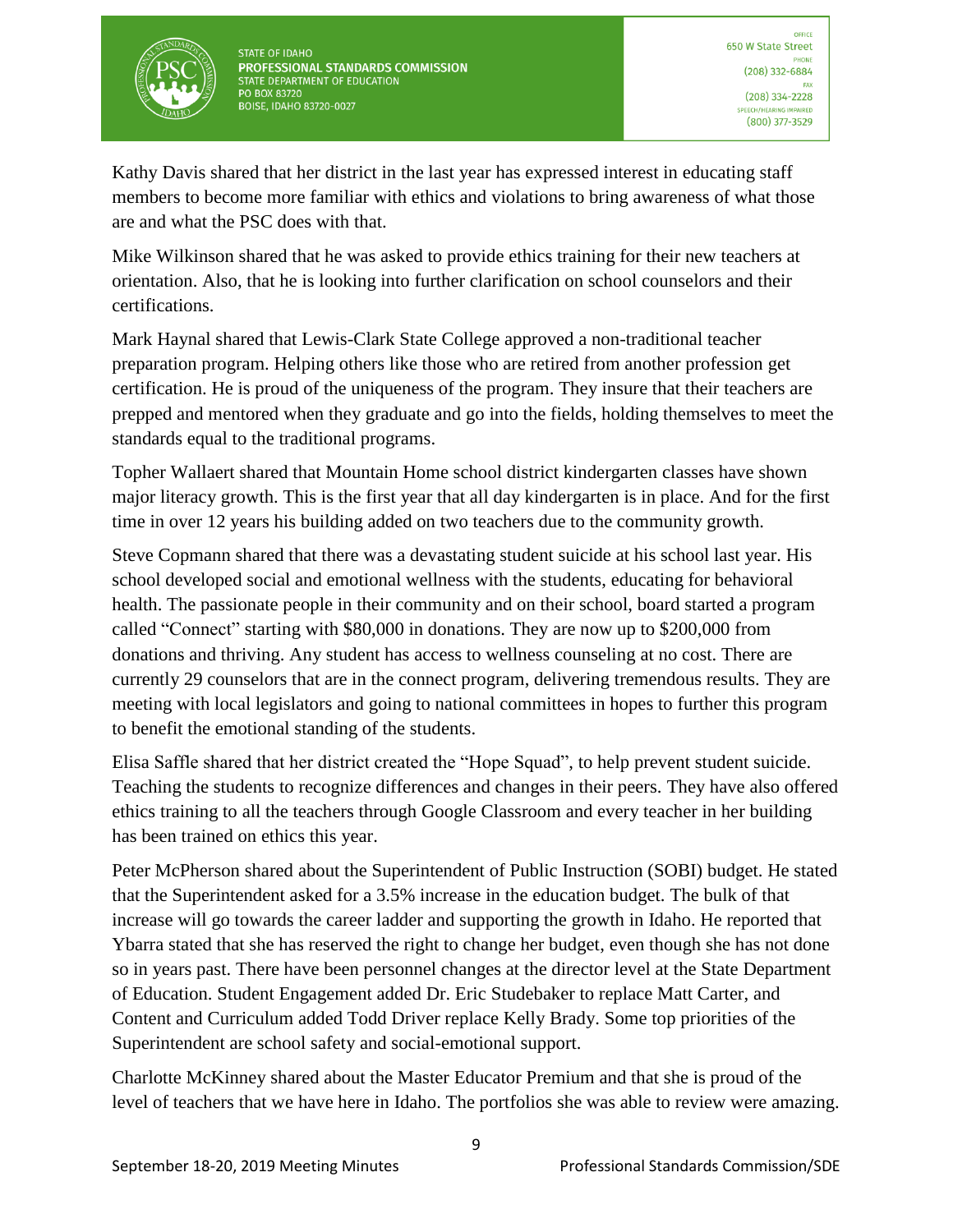Kathy Davis shared that her district in the last year has expressed interest in educating staff members to become more familiar with ethics and violations to bring awareness of what those are and what the PSC does with that.

Mike Wilkinson shared that he was asked to provide ethics training for their new teachers at orientation. Also, that he is looking into further clarification on school counselors and their certifications.

Mark Haynal shared that Lewis-Clark State College approved a non-traditional teacher preparation program. Helping others like those who are retired from another profession get certification. He is proud of the uniqueness of the program. They insure that their teachers are prepped and mentored when they graduate and go into the fields, holding themselves to meet the standards equal to the traditional programs.

Topher Wallaert shared that Mountain Home school district kindergarten classes have shown major literacy growth. This is the first year that all day kindergarten is in place. And for the first time in over 12 years his building added on two teachers due to the community growth.

Steve Copmann shared that there was a devastating student suicide at his school last year. His school developed social and emotional wellness with the students, educating for behavioral health. The passionate people in their community and on their school, board started a program called "Connect" starting with $80,000 in donations. They are now up to $200,000 from donations and thriving. Any student has access to wellness counseling at no cost. There are currently 29 counselors that are in the connect program, delivering tremendous results. They are meeting with local legislators and going to national committees in hopes to further this program to benefit the emotional standing of the students.

Elisa Saffle shared that her district created the "Hope Squad", to help prevent student suicide. Teaching the students to recognize differences and changes in their peers. They have also offered ethics training to all the teachers through Google Classroom and every teacher in her building has been trained on ethics this year.

Peter McPherson shared about the Superintendent of Public Instruction (SOBI) budget. He stated that the Superintendent asked for a 3.5% increase in the education budget. The bulk of that increase will go towards the career ladder and supporting the growth in Idaho. He reported that Ybarra stated that she has reserved the right to change her budget, even though she has not done so in years past. There have been personnel changes at the director level at the State Department of Education. Student Engagement added Dr. Eric Studebaker to replace Matt Carter, and Content and Curriculum added Todd Driver replace Kelly Brady. Some top priorities of the Superintendent are school safety and social-emotional support.

Charlotte McKinney shared about the Master Educator Premium and that she is proud of the level of teachers that we have here in Idaho. The portfolios she was able to review were amazing.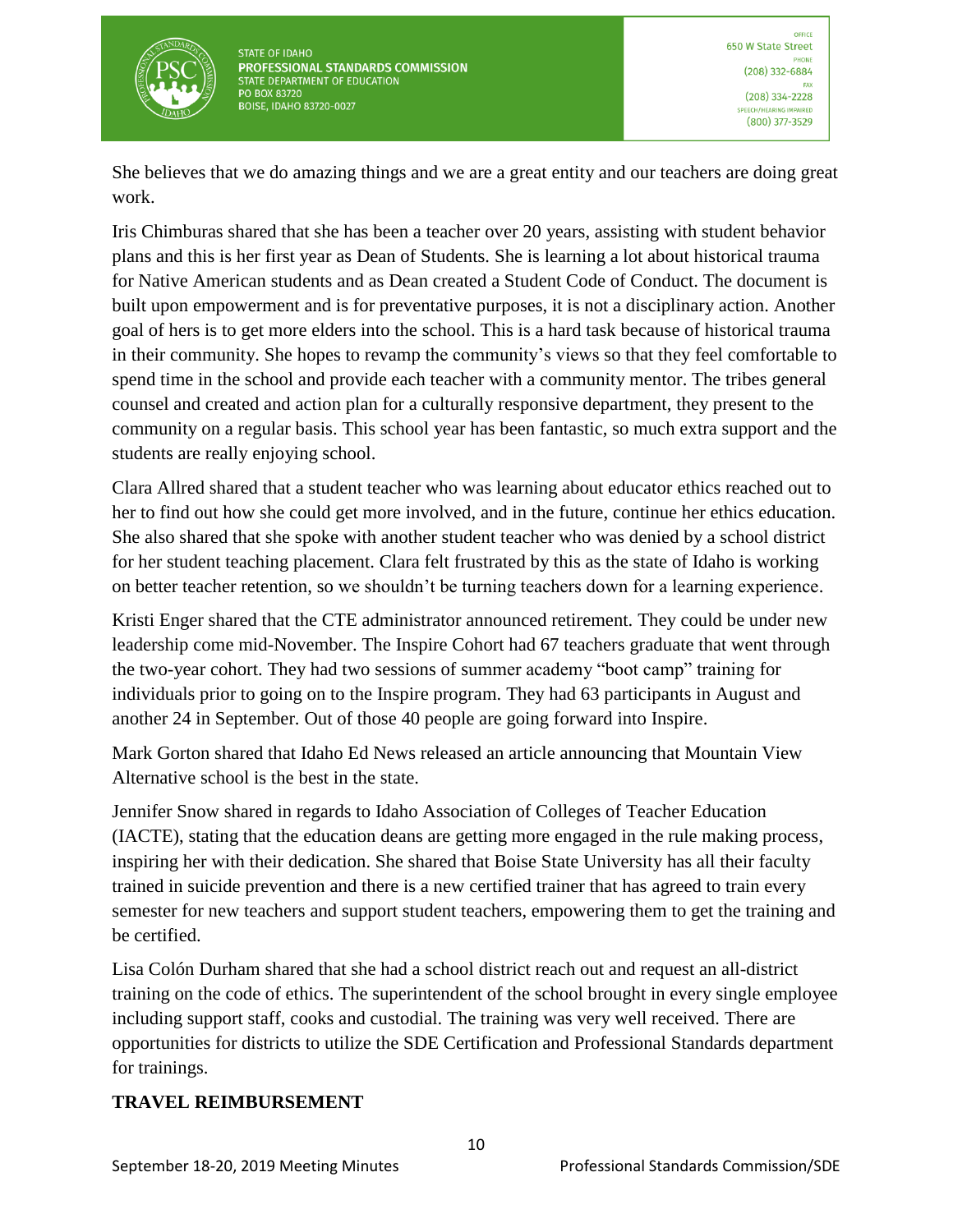She believes that we do amazing things and we are a great entity and our teachers are doing great work.

Iris Chimburas shared that she has been a teacher over 20 years, assisting with student behavior plans and this is her first year as Dean of Students. She is learning a lot about historical trauma for Native American students and as Dean created a Student Code of Conduct. The document is built upon empowerment and is for preventative purposes, it is not a disciplinary action. Another goal of hers is to get more elders into the school. This is a hard task because of historical trauma in their community. She hopes to revamp the community's views so that they feel comfortable to spend time in the school and provide each teacher with a community mentor. The tribes general counsel and created and action plan for a culturally responsive department, they present to the community on a regular basis. This school year has been fantastic, so much extra support and the students are really enjoying school.

Clara Allred shared that a student teacher who was learning about educator ethics reached out to her to find out how she could get more involved, and in the future, continue her ethics education. She also shared that she spoke with another student teacher who was denied by a school district for her student teaching placement. Clara felt frustrated by this as the state of Idaho is working on better teacher retention, so we shouldn't be turning teachers down for a learning experience.

Kristi Enger shared that the CTE administrator announced retirement. They could be under new leadership come mid-November. The Inspire Cohort had 67 teachers graduate that went through the two-year cohort. They had two sessions of summer academy "boot camp" training for individuals prior to going on to the Inspire program. They had 63 participants in August and another 24 in September. Out of those 40 people are going forward into Inspire.

Mark Gorton shared that Idaho Ed News released an article announcing that Mountain View Alternative school is the best in the state.

Jennifer Snow shared in regards to Idaho Association of Colleges of Teacher Education (IACTE), stating that the education deans are getting more engaged in the rule making process, inspiring her with their dedication. She shared that Boise State University has all their faculty trained in suicide prevention and there is a new certified trainer that has agreed to train every semester for new teachers and support student teachers, empowering them to get the training and be certified.

Lisa Colón Durham shared that she had a school district reach out and request an all-district training on the code of ethics. The superintendent of the school brought in every single employee including support staff, cooks and custodial. The training was very well received. There are opportunities for districts to utilize the SDE Certification and Professional Standards department for trainings.

**TRAVEL REIMBURSEMENT**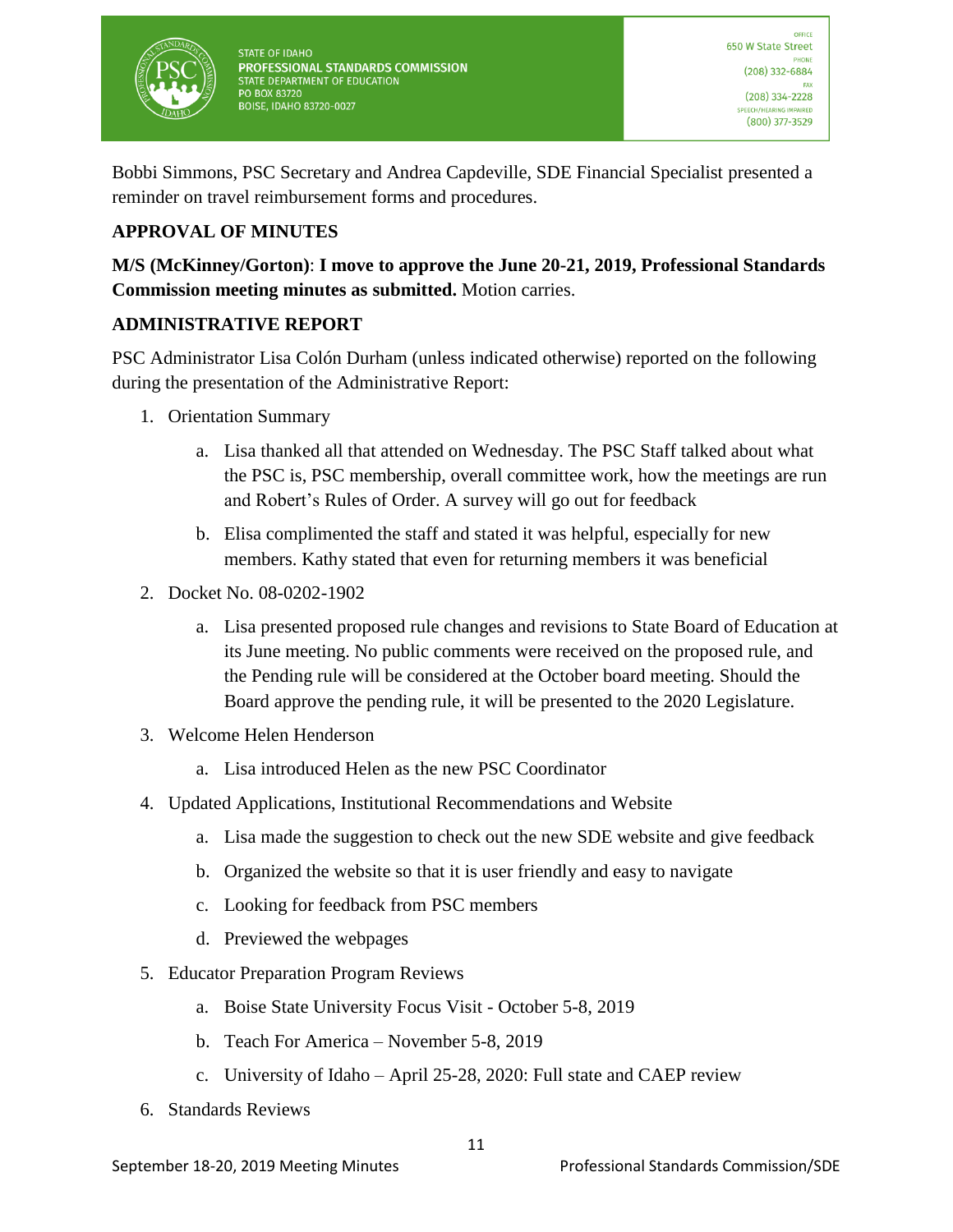Bobbi Simmons, PSC Secretary and Andrea Capdeville, SDE Financial Specialist presented a reminder on travel reimbursement forms and procedures.

## APPROVAL OF MINUTES

**M/S (McKinney/Gorton)**: **I move to approve the June 20-21, 2019, Professional Standards Commission meeting minutes as submitted.** Motion carries.

## ADMINISTRATIVE REPORT

PSC Administrator Lisa Colón Durham (unless indicated otherwise) reported on the following during the presentation of the Administrative Report:

1. Orientation Summary
    a. Lisa thanked all that attended on Wednesday. The PSC Staff talked about what the PSC is, PSC membership, overall committee work, how the meetings are run and Robert's Rules of Order. A survey will go out for feedback
    b. Elisa complimented the staff and stated it was helpful, especially for new members. Kathy stated that even for returning members it was beneficial
2. Docket No. 08-0202-1902
    a. Lisa presented proposed rule changes and revisions to State Board of Education at its June meeting. No public comments were received on the proposed rule, and the Pending rule will be considered at the October board meeting. Should the Board approve the pending rule, it will be presented to the 2020 Legislature.
3. Welcome Helen Henderson
    a. Lisa introduced Helen as the new PSC Coordinator
4. Updated Applications, Institutional Recommendations and Website
    a. Lisa made the suggestion to check out the new SDE website and give feedback
    b. Organized the website so that it is user friendly and easy to navigate
    c. Looking for feedback from PSC members
    d. Previewed the webpages
5. Educator Preparation Program Reviews
    a. Boise State University Focus Visit - October 5-8, 2019
    b. Teach For America – November 5-8, 2019
    c. University of Idaho – April 25-28, 2020: Full state and CAEP review
6. Standards Reviews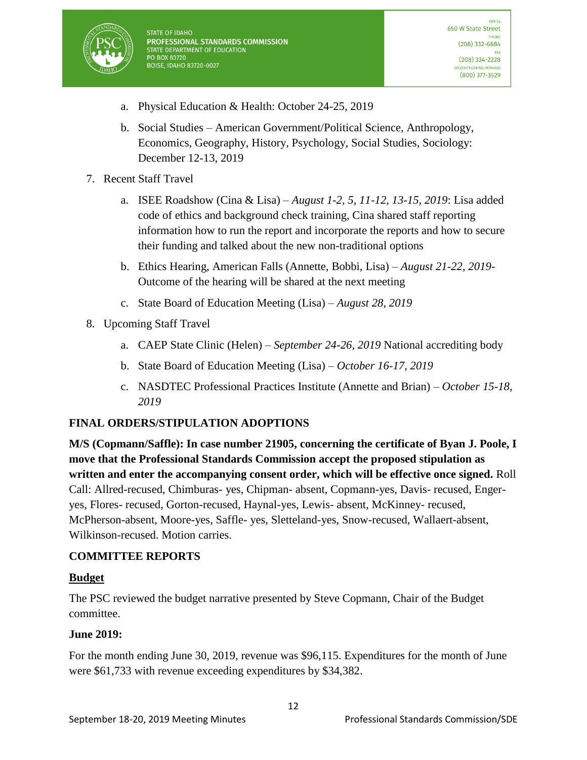a. Physical Education & Health: October 24-25, 2019

b. Social Studies – American Government/Political Science, Anthropology, Economics, Geography, History, Psychology, Social Studies, Sociology: December 12-13, 2019

7. Recent Staff Travel

   a. ISEE Roadshow (Cina & Lisa) – *August 1-2, 5, 11-12, 13-15, 2019*: Lisa added code of ethics and background check training, Cina shared staff reporting information how to run the report and incorporate the reports and how to secure their funding and talked about the new non-traditional options

   b. Ethics Hearing, American Falls (Annette, Bobbi, Lisa) – *August 21-22, 2019*- Outcome of the hearing will be shared at the next meeting

   c. State Board of Education Meeting (Lisa) – *August 28, 2019*

8. Upcoming Staff Travel

   a. CAEP State Clinic (Helen) – *September 24-26, 2019* National accrediting body

   b. State Board of Education Meeting (Lisa) – *October 16-17, 2019*

   c. NASDTEC Professional Practices Institute (Annette and Brian) – *October 15-18, 2019*

**FINAL ORDERS/STIPULATION ADOPTIONS**

**M/S (Copmann/Saffle): In case number 21905, concerning the certificate of Byan J. Poole, I move that the Professional Standards Commission accept the proposed stipulation as written and enter the accompanying consent order, which will be effective once signed.** Roll Call: Allred-recused, Chimburas- yes, Chipman- absent, Copmann-yes, Davis- recused, Enger-yes, Flores- recused, Gorton-recused, Haynal-yes, Lewis- absent, McKinney- recused, McPherson-absent, Moore-yes, Saffle- yes, Sletteland-yes, Snow-recused, Wallaert-absent, Wilkinson-recused. Motion carries.

**COMMITTEE REPORTS**

**Budget**

The PSC reviewed the budget narrative presented by Steve Copmann, Chair of the Budget committee.

**June 2019:**

For the month ending June 30, 2019, revenue was $96,115. Expenditures for the month of June were $61,733 with revenue exceeding expenditures by $34,382.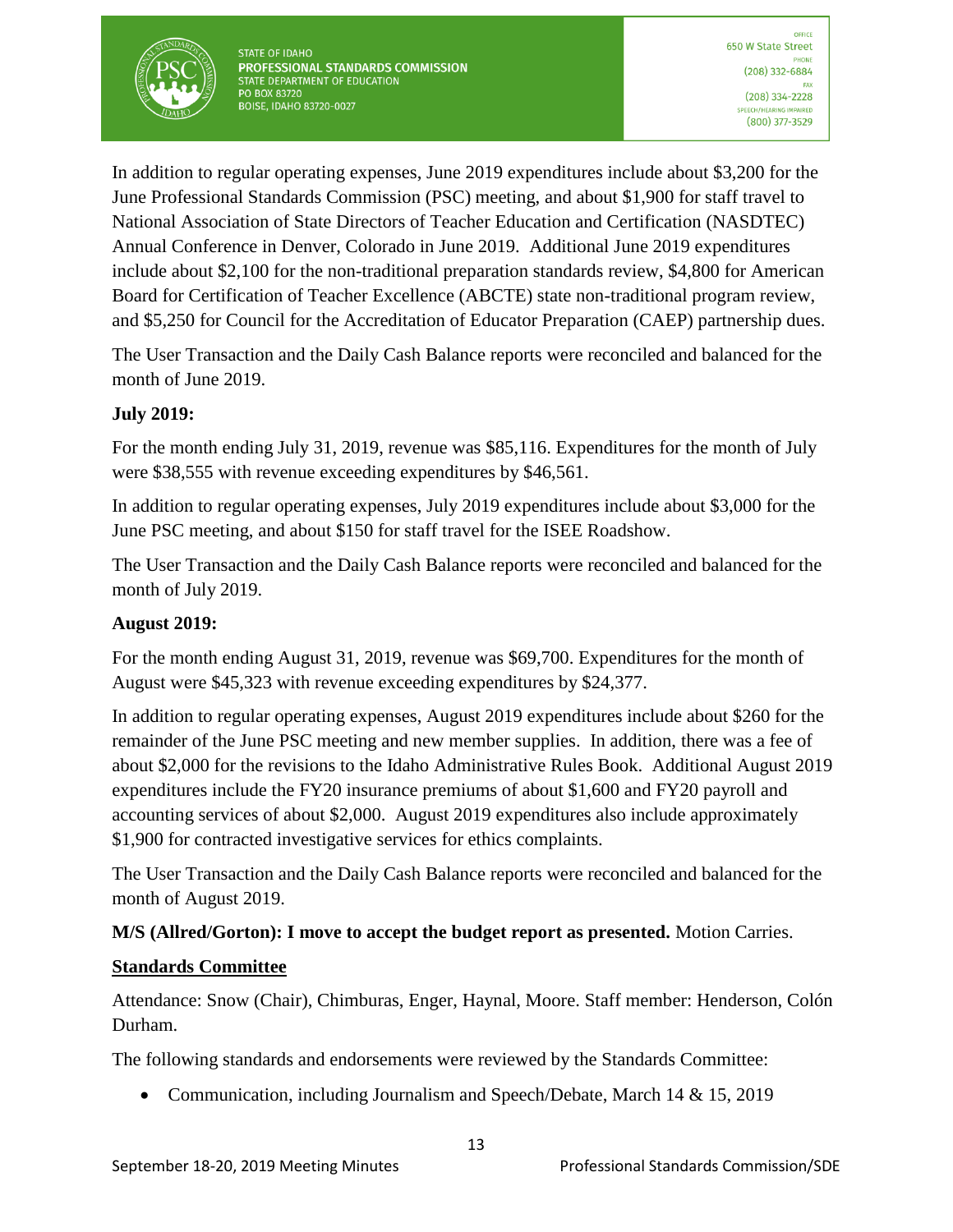In addition to regular operating expenses, June 2019 expenditures include about $3,200 for the June Professional Standards Commission (PSC) meeting, and about $1,900 for staff travel to National Association of State Directors of Teacher Education and Certification (NASDTEC) Annual Conference in Denver, Colorado in June 2019. Additional June 2019 expenditures include about $2,100 for the non-traditional preparation standards review, $4,800 for American Board for Certification of Teacher Excellence (ABCTE) state non-traditional program review, and $5,250 for Council for the Accreditation of Educator Preparation (CAEP) partnership dues.

The User Transaction and the Daily Cash Balance reports were reconciled and balanced for the month of June 2019.

**July 2019:**

For the month ending July 31, 2019, revenue was $85,116. Expenditures for the month of July were $38,555 with revenue exceeding expenditures by $46,561.

In addition to regular operating expenses, July 2019 expenditures include about $3,000 for the June PSC meeting, and about $150 for staff travel for the ISEE Roadshow.

The User Transaction and the Daily Cash Balance reports were reconciled and balanced for the month of July 2019.

**August 2019:**

For the month ending August 31, 2019, revenue was $69,700. Expenditures for the month of August were $45,323 with revenue exceeding expenditures by $24,377.

In addition to regular operating expenses, August 2019 expenditures include about $260 for the remainder of the June PSC meeting and new member supplies. In addition, there was a fee of about $2,000 for the revisions to the Idaho Administrative Rules Book. Additional August 2019 expenditures include the FY20 insurance premiums of about $1,600 and FY20 payroll and accounting services of about $2,000. August 2019 expenditures also include approximately $1,900 for contracted investigative services for ethics complaints.

The User Transaction and the Daily Cash Balance reports were reconciled and balanced for the month of August 2019.

**M/S (Allred/Gorton): I move to accept the budget report as presented.** Motion Carries.

**Standards Committee**

Attendance: Snow (Chair), Chimburas, Enger, Haynal, Moore. Staff member: Henderson, Colón Durham.

The following standards and endorsements were reviewed by the Standards Committee:

- Communication, including Journalism and Speech/Debate, March 14 & 15, 2019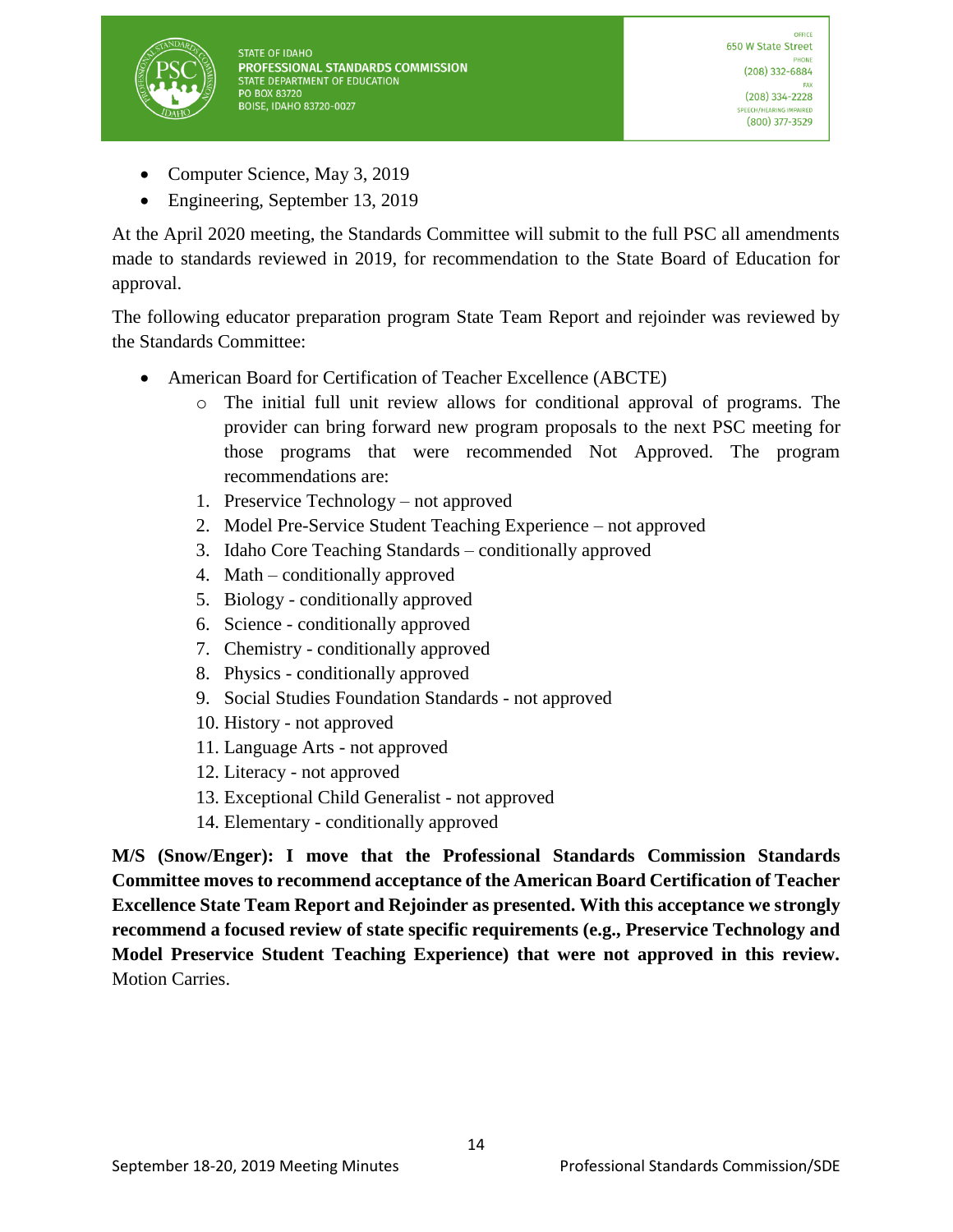- Computer Science, May 3, 2019
- Engineering, September 13, 2019

At the April 2020 meeting, the Standards Committee will submit to the full PSC all amendments made to standards reviewed in 2019, for recommendation to the State Board of Education for approval.

The following educator preparation program State Team Report and rejoinder was reviewed by the Standards Committee:

- American Board for Certification of Teacher Excellence (ABCTE)
    - The initial full unit review allows for conditional approval of programs. The provider can bring forward new program proposals to the next PSC meeting for those programs that were recommended Not Approved. The program recommendations are:
    1. Preservice Technology – not approved
    2. Model Pre-Service Student Teaching Experience – not approved
    3. Idaho Core Teaching Standards – conditionally approved
    4. Math – conditionally approved
    5. Biology - conditionally approved
    6. Science - conditionally approved
    7. Chemistry - conditionally approved
    8. Physics - conditionally approved
    9. Social Studies Foundation Standards - not approved
    10. History - not approved
    11. Language Arts - not approved
    12. Literacy - not approved
    13. Exceptional Child Generalist - not approved
    14. Elementary - conditionally approved

**M/S (Snow/Enger): I move that the Professional Standards Commission Standards Committee moves to recommend acceptance of the American Board Certification of Teacher Excellence State Team Report and Rejoinder as presented. With this acceptance we strongly recommend a focused review of state specific requirements (e.g., Preservice Technology and Model Preservice Student Teaching Experience) that were not approved in this review.** Motion Carries.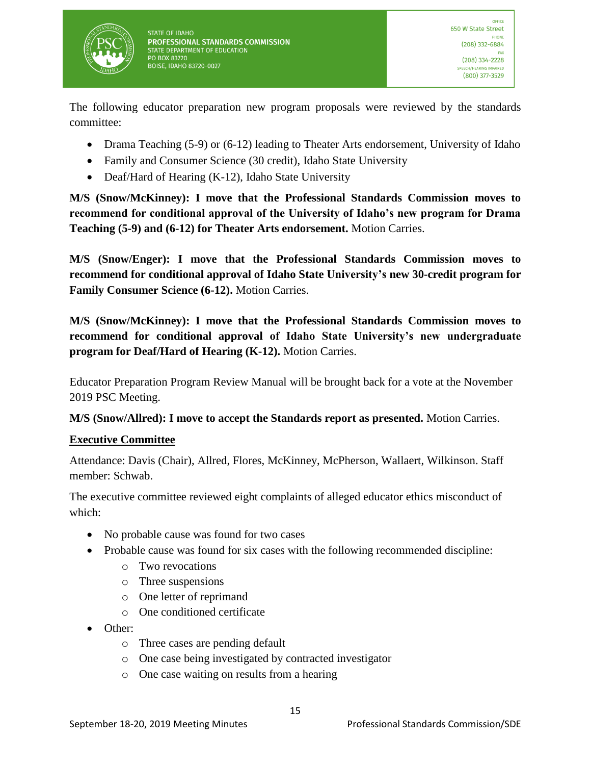The following educator preparation new program proposals were reviewed by the standards committee:

- Drama Teaching (5-9) or (6-12) leading to Theater Arts endorsement, University of Idaho
- Family and Consumer Science (30 credit), Idaho State University
- Deaf/Hard of Hearing (K-12), Idaho State University

**M/S (Snow/McKinney): I move that the Professional Standards Commission moves to recommend for conditional approval of the University of Idaho's new program for Drama Teaching (5-9) and (6-12) for Theater Arts endorsement.** Motion Carries.

**M/S (Snow/Enger): I move that the Professional Standards Commission moves to recommend for conditional approval of Idaho State University's new 30-credit program for Family Consumer Science (6-12).** Motion Carries.

**M/S (Snow/McKinney): I move that the Professional Standards Commission moves to recommend for conditional approval of Idaho State University's new undergraduate program for Deaf/Hard of Hearing (K-12).** Motion Carries.

Educator Preparation Program Review Manual will be brought back for a vote at the November 2019 PSC Meeting.

**M/S (Snow/Allred): I move to accept the Standards report as presented.** Motion Carries.

**<u>Executive Committee</u>**

Attendance: Davis (Chair), Allred, Flores, McKinney, McPherson, Wallaert, Wilkinson. Staff member: Schwab.

The executive committee reviewed eight complaints of alleged educator ethics misconduct of which:

- No probable cause was found for two cases
- Probable cause was found for six cases with the following recommended discipline:
    - Two revocations
    - Three suspensions
    - One letter of reprimand
    - One conditioned certificate
- Other:
    - Three cases are pending default
    - One case being investigated by contracted investigator
    - One case waiting on results from a hearing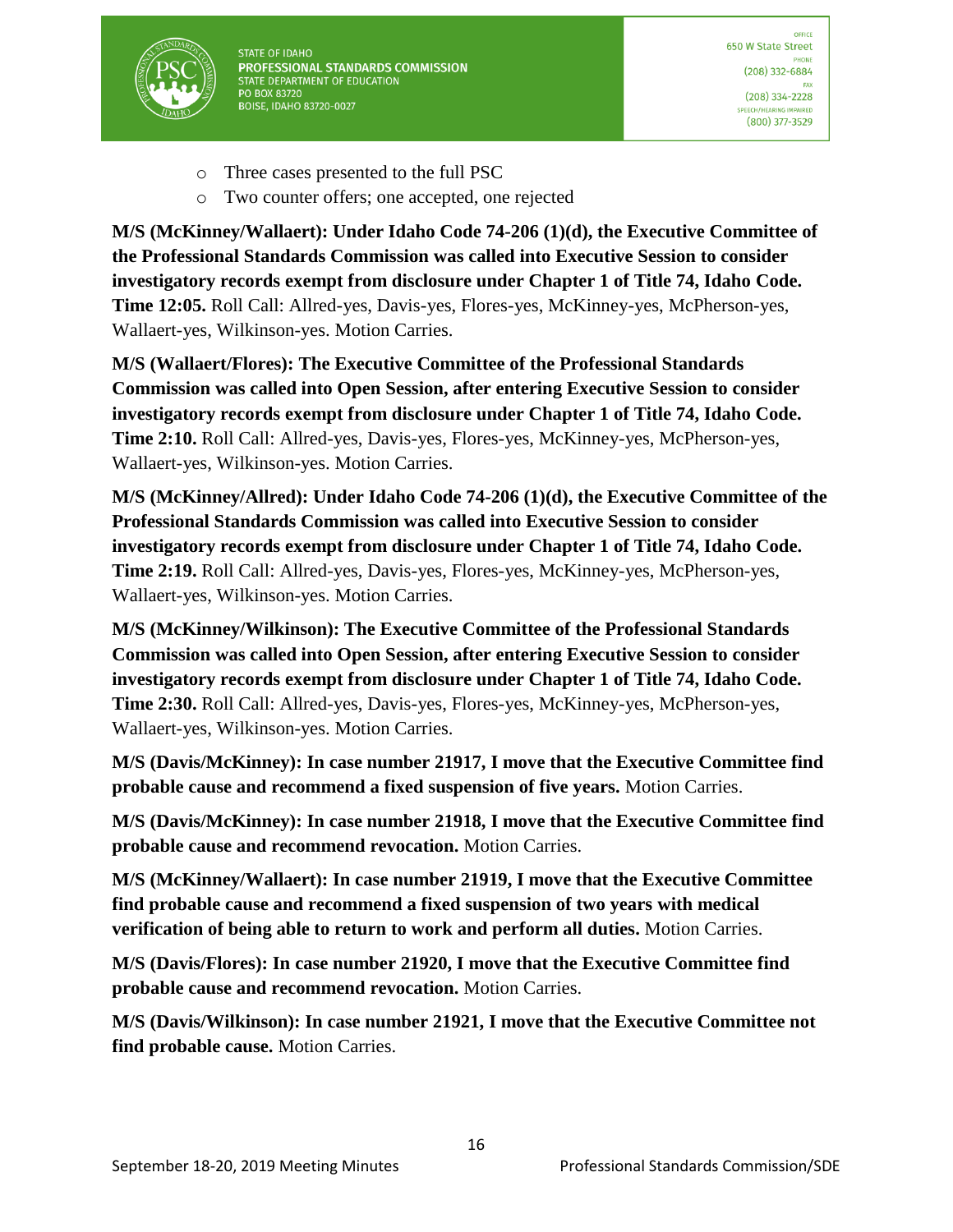- Three cases presented to the full PSC
- Two counter offers; one accepted, one rejected

**M/S (McKinney/Wallaert): Under Idaho Code 74-206 (1)(d), the Executive Committee of the Professional Standards Commission was called into Executive Session to consider investigatory records exempt from disclosure under Chapter 1 of Title 74, Idaho Code. Time 12:05.** Roll Call: Allred-yes, Davis-yes, Flores-yes, McKinney-yes, McPherson-yes, Wallaert-yes, Wilkinson-yes. Motion Carries.

**M/S (Wallaert/Flores): The Executive Committee of the Professional Standards Commission was called into Open Session, after entering Executive Session to consider investigatory records exempt from disclosure under Chapter 1 of Title 74, Idaho Code. Time 2:10.** Roll Call: Allred-yes, Davis-yes, Flores-yes, McKinney-yes, McPherson-yes, Wallaert-yes, Wilkinson-yes. Motion Carries.

**M/S (McKinney/Allred): Under Idaho Code 74-206 (1)(d), the Executive Committee of the Professional Standards Commission was called into Executive Session to consider investigatory records exempt from disclosure under Chapter 1 of Title 74, Idaho Code. Time 2:19.** Roll Call: Allred-yes, Davis-yes, Flores-yes, McKinney-yes, McPherson-yes, Wallaert-yes, Wilkinson-yes. Motion Carries.

**M/S (McKinney/Wilkinson): The Executive Committee of the Professional Standards Commission was called into Open Session, after entering Executive Session to consider investigatory records exempt from disclosure under Chapter 1 of Title 74, Idaho Code. Time 2:30.** Roll Call: Allred-yes, Davis-yes, Flores-yes, McKinney-yes, McPherson-yes, Wallaert-yes, Wilkinson-yes. Motion Carries.

**M/S (Davis/McKinney): In case number 21917, I move that the Executive Committee find probable cause and recommend a fixed suspension of five years.** Motion Carries.

**M/S (Davis/McKinney): In case number 21918, I move that the Executive Committee find probable cause and recommend revocation.** Motion Carries.

**M/S (McKinney/Wallaert): In case number 21919, I move that the Executive Committee find probable cause and recommend a fixed suspension of two years with medical verification of being able to return to work and perform all duties.** Motion Carries.

**M/S (Davis/Flores): In case number 21920, I move that the Executive Committee find probable cause and recommend revocation.** Motion Carries.

**M/S (Davis/Wilkinson): In case number 21921, I move that the Executive Committee not find probable cause.** Motion Carries.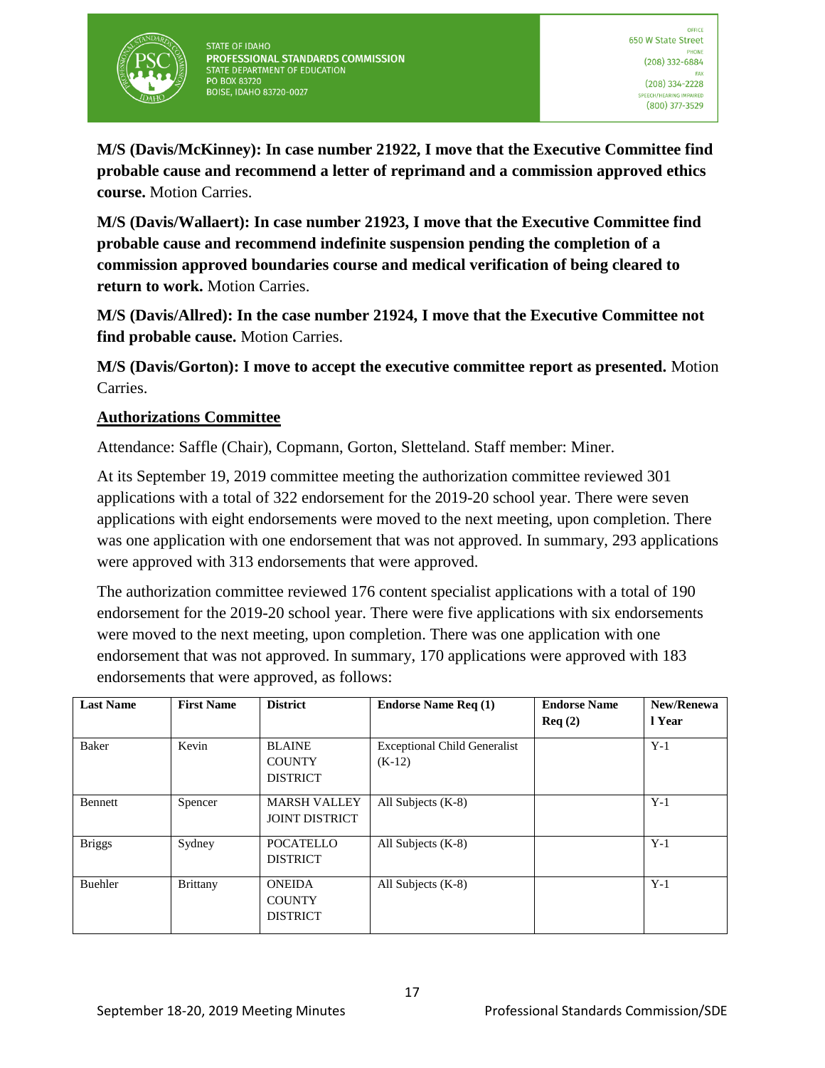**M/S (Davis/McKinney): In case number 21922, I move that the Executive Committee find probable cause and recommend a letter of reprimand and a commission approved ethics course.** Motion Carries.

**M/S (Davis/Wallaert): In case number 21923, I move that the Executive Committee find probable cause and recommend indefinite suspension pending the completion of a commission approved boundaries course and medical verification of being cleared to return to work.** Motion Carries.

**M/S (Davis/Allred): In the case number 21924, I move that the Executive Committee not find probable cause.** Motion Carries.

**M/S (Davis/Gorton): I move to accept the executive committee report as presented.** Motion Carries.

## Authorizations Committee

Attendance: Saffle (Chair), Copmann, Gorton, Sletteland. Staff member: Miner.

At its September 19, 2019 committee meeting the authorization committee reviewed 301 applications with a total of 322 endorsement for the 2019-20 school year. There were seven applications with eight endorsements were moved to the next meeting, upon completion. There was one application with one endorsement that was not approved. In summary, 293 applications were approved with 313 endorsements that were approved.

The authorization committee reviewed 176 content specialist applications with a total of 190 endorsement for the 2019-20 school year. There were five applications with six endorsements were moved to the next meeting, upon completion. There was one application with one endorsement that was not approved. In summary, 170 applications were approved with 183 endorsements that were approved, as follows:

| Last Name | First Name | District | Endorse Name Req (1) | Endorse Name Req (2) | New/Renewal Year |
|---|---|---|---|---|---|
| Baker | Kevin | BLAINE COUNTY DISTRICT | Exceptional Child Generalist (K-12) | | Y-1 |
| Bennett | Spencer | MARSH VALLEY JOINT DISTRICT | All Subjects (K-8) | | Y-1 |
| Briggs | Sydney | POCATELLO DISTRICT | All Subjects (K-8) | | Y-1 |
| Buehler | Brittany | ONEIDA COUNTY DISTRICT | All Subjects (K-8) | | Y-1 |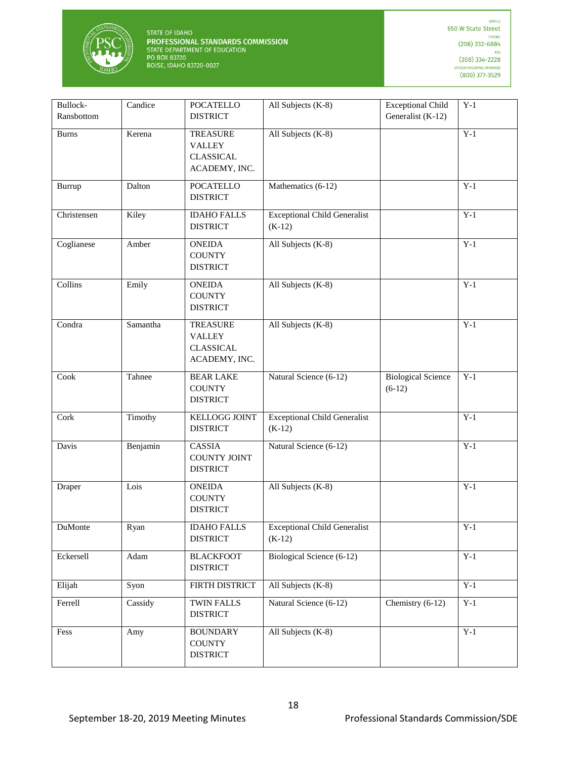| | | | | | |
|---|---|---|---|---|---|
| Bullock-Ransbottom | Candice | POCATELLO DISTRICT | All Subjects (K-8) | Exceptional Child Generalist (K-12) | Y-1 |
| Burns | Kerena | TREASURE VALLEY CLASSICAL ACADEMY, INC. | All Subjects (K-8) | | Y-1 |
| Burrup | Dalton | POCATELLO DISTRICT | Mathematics (6-12) | | Y-1 |
| Christensen | Kiley | IDAHO FALLS DISTRICT | Exceptional Child Generalist (K-12) | | Y-1 |
| Coglianese | Amber | ONEIDA COUNTY DISTRICT | All Subjects (K-8) | | Y-1 |
| Collins | Emily | ONEIDA COUNTY DISTRICT | All Subjects (K-8) | | Y-1 |
| Condra | Samantha | TREASURE VALLEY CLASSICAL ACADEMY, INC. | All Subjects (K-8) | | Y-1 |
| Cook | Tahnee | BEAR LAKE COUNTY DISTRICT | Natural Science (6-12) | Biological Science (6-12) | Y-1 |
| Cork | Timothy | KELLOGG JOINT DISTRICT | Exceptional Child Generalist (K-12) | | Y-1 |
| Davis | Benjamin | CASSIA COUNTY JOINT DISTRICT | Natural Science (6-12) | | Y-1 |
| Draper | Lois | ONEIDA COUNTY DISTRICT | All Subjects (K-8) | | Y-1 |
| DuMonte | Ryan | IDAHO FALLS DISTRICT | Exceptional Child Generalist (K-12) | | Y-1 |
| Eckersell | Adam | BLACKFOOT DISTRICT | Biological Science (6-12) | | Y-1 |
| Elijah | Syon | FIRTH DISTRICT | All Subjects (K-8) | | Y-1 |
| Ferrell | Cassidy | TWIN FALLS DISTRICT | Natural Science (6-12) | Chemistry (6-12) | Y-1 |
| Fess | Amy | BOUNDARY COUNTY DISTRICT | All Subjects (K-8) | | Y-1 |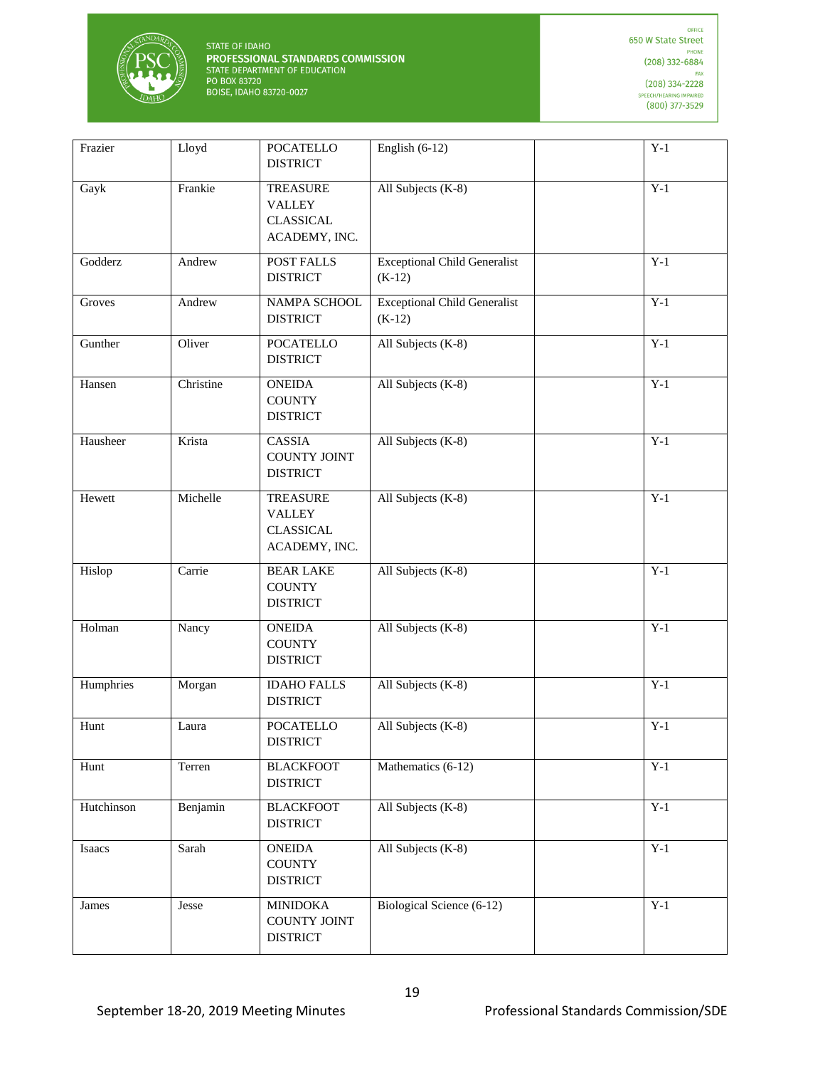| | | | | | |
|---|---|---|---|---|---|
| Frazier | Lloyd | POCATELLO DISTRICT | English (6-12) | | Y-1 |
| Gayk | Frankie | TREASURE VALLEY CLASSICAL ACADEMY, INC. | All Subjects (K-8) | | Y-1 |
| Godderz | Andrew | POST FALLS DISTRICT | Exceptional Child Generalist (K-12) | | Y-1 |
| Groves | Andrew | NAMPA SCHOOL DISTRICT | Exceptional Child Generalist (K-12) | | Y-1 |
| Gunther | Oliver | POCATELLO DISTRICT | All Subjects (K-8) | | Y-1 |
| Hansen | Christine | ONEIDA COUNTY DISTRICT | All Subjects (K-8) | | Y-1 |
| Hausheer | Krista | CASSIA COUNTY JOINT DISTRICT | All Subjects (K-8) | | Y-1 |
| Hewett | Michelle | TREASURE VALLEY CLASSICAL ACADEMY, INC. | All Subjects (K-8) | | Y-1 |
| Hislop | Carrie | BEAR LAKE COUNTY DISTRICT | All Subjects (K-8) | | Y-1 |
| Holman | Nancy | ONEIDA COUNTY DISTRICT | All Subjects (K-8) | | Y-1 |
| Humphries | Morgan | IDAHO FALLS DISTRICT | All Subjects (K-8) | | Y-1 |
| Hunt | Laura | POCATELLO DISTRICT | All Subjects (K-8) | | Y-1 |
| Hunt | Terren | BLACKFOOT DISTRICT | Mathematics (6-12) | | Y-1 |
| Hutchinson | Benjamin | BLACKFOOT DISTRICT | All Subjects (K-8) | | Y-1 |
| Isaacs | Sarah | ONEIDA COUNTY DISTRICT | All Subjects (K-8) | | Y-1 |
| James | Jesse | MINIDOKA COUNTY JOINT DISTRICT | Biological Science (6-12) | | Y-1 |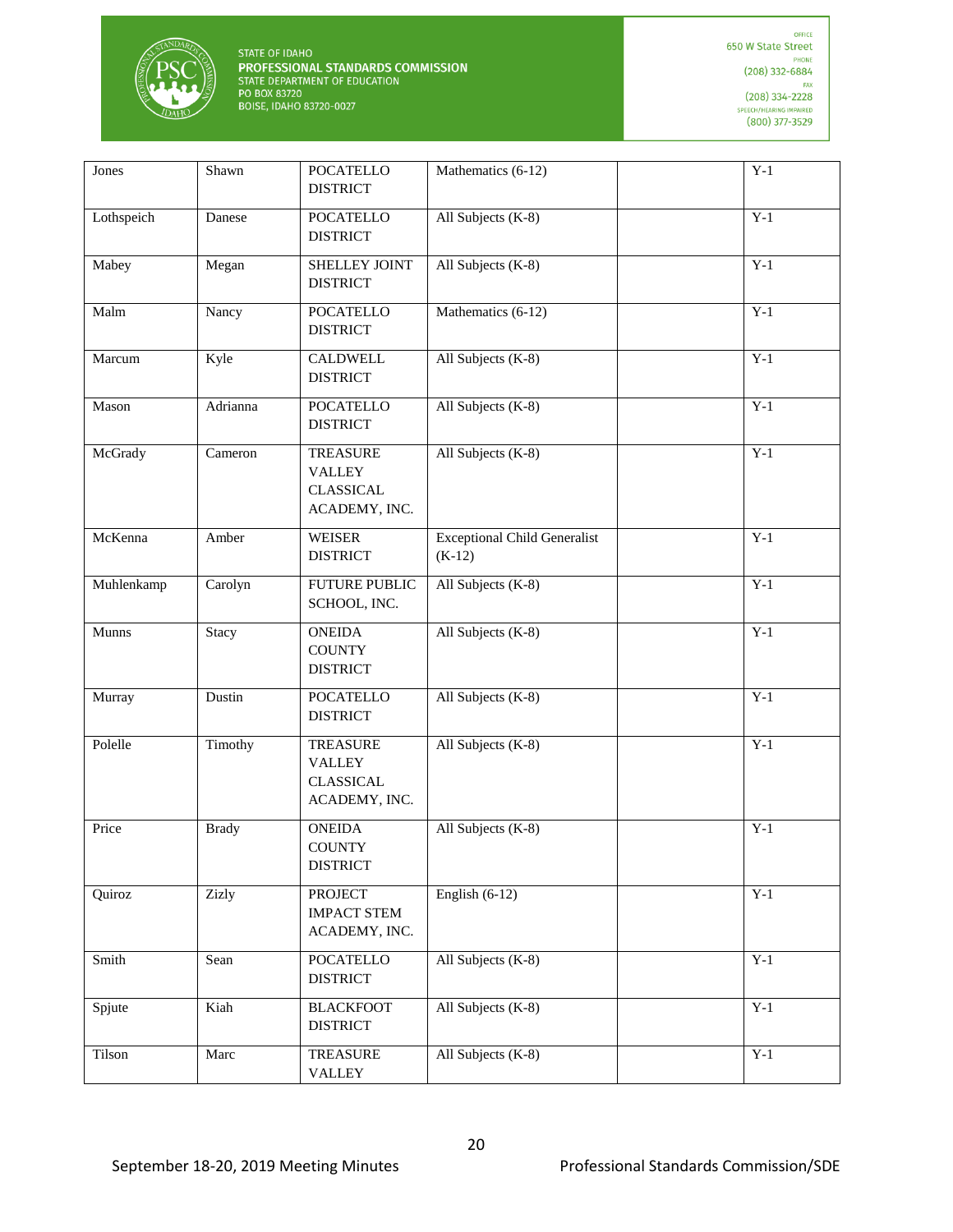| | | | | | |
|---|---|---|---|---|---|
| Jones | Shawn | POCATELLO DISTRICT | Mathematics (6-12) | | Y-1 |
| Lothspeich | Danese | POCATELLO DISTRICT | All Subjects (K-8) | | Y-1 |
| Mabey | Megan | SHELLEY JOINT DISTRICT | All Subjects (K-8) | | Y-1 |
| Malm | Nancy | POCATELLO DISTRICT | Mathematics (6-12) | | Y-1 |
| Marcum | Kyle | CALDWELL DISTRICT | All Subjects (K-8) | | Y-1 |
| Mason | Adrianna | POCATELLO DISTRICT | All Subjects (K-8) | | Y-1 |
| McGrady | Cameron | TREASURE VALLEY CLASSICAL ACADEMY, INC. | All Subjects (K-8) | | Y-1 |
| McKenna | Amber | WEISER DISTRICT | Exceptional Child Generalist (K-12) | | Y-1 |
| Muhlenkamp | Carolyn | FUTURE PUBLIC SCHOOL, INC. | All Subjects (K-8) | | Y-1 |
| Munns | Stacy | ONEIDA COUNTY DISTRICT | All Subjects (K-8) | | Y-1 |
| Murray | Dustin | POCATELLO DISTRICT | All Subjects (K-8) | | Y-1 |
| Polelle | Timothy | TREASURE VALLEY CLASSICAL ACADEMY, INC. | All Subjects (K-8) | | Y-1 |
| Price | Brady | ONEIDA COUNTY DISTRICT | All Subjects (K-8) | | Y-1 |
| Quiroz | Zizly | PROJECT IMPACT STEM ACADEMY, INC. | English (6-12) | | Y-1 |
| Smith | Sean | POCATELLO DISTRICT | All Subjects (K-8) | | Y-1 |
| Spjute | Kiah | BLACKFOOT DISTRICT | All Subjects (K-8) | | Y-1 |
| Tilson | Marc | TREASURE VALLEY | All Subjects (K-8) | | Y-1 |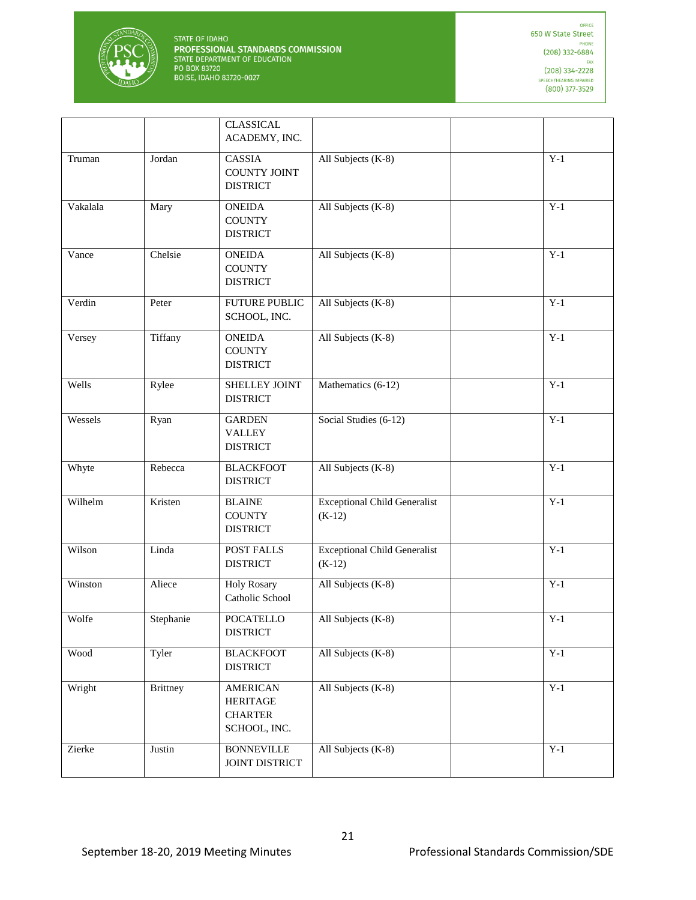| | | | | | |
|---|---|---|---|---|---|
| | | CLASSICAL ACADEMY, INC. | | | |
| Truman | Jordan | CASSIA COUNTY JOINT DISTRICT | All Subjects (K-8) | | Y-1 |
| Vakalala | Mary | ONEIDA COUNTY DISTRICT | All Subjects (K-8) | | Y-1 |
| Vance | Chelsie | ONEIDA COUNTY DISTRICT | All Subjects (K-8) | | Y-1 |
| Verdin | Peter | FUTURE PUBLIC SCHOOL, INC. | All Subjects (K-8) | | Y-1 |
| Versey | Tiffany | ONEIDA COUNTY DISTRICT | All Subjects (K-8) | | Y-1 |
| Wells | Rylee | SHELLEY JOINT DISTRICT | Mathematics (6-12) | | Y-1 |
| Wessels | Ryan | GARDEN VALLEY DISTRICT | Social Studies (6-12) | | Y-1 |
| Whyte | Rebecca | BLACKFOOT DISTRICT | All Subjects (K-8) | | Y-1 |
| Wilhelm | Kristen | BLAINE COUNTY DISTRICT | Exceptional Child Generalist (K-12) | | Y-1 |
| Wilson | Linda | POST FALLS DISTRICT | Exceptional Child Generalist (K-12) | | Y-1 |
| Winston | Aliece | Holy Rosary Catholic School | All Subjects (K-8) | | Y-1 |
| Wolfe | Stephanie | POCATELLO DISTRICT | All Subjects (K-8) | | Y-1 |
| Wood | Tyler | BLACKFOOT DISTRICT | All Subjects (K-8) | | Y-1 |
| Wright | Brittney | AMERICAN HERITAGE CHARTER SCHOOL, INC. | All Subjects (K-8) | | Y-1 |
| Zierke | Justin | BONNEVILLE JOINT DISTRICT | All Subjects (K-8) | | Y-1 |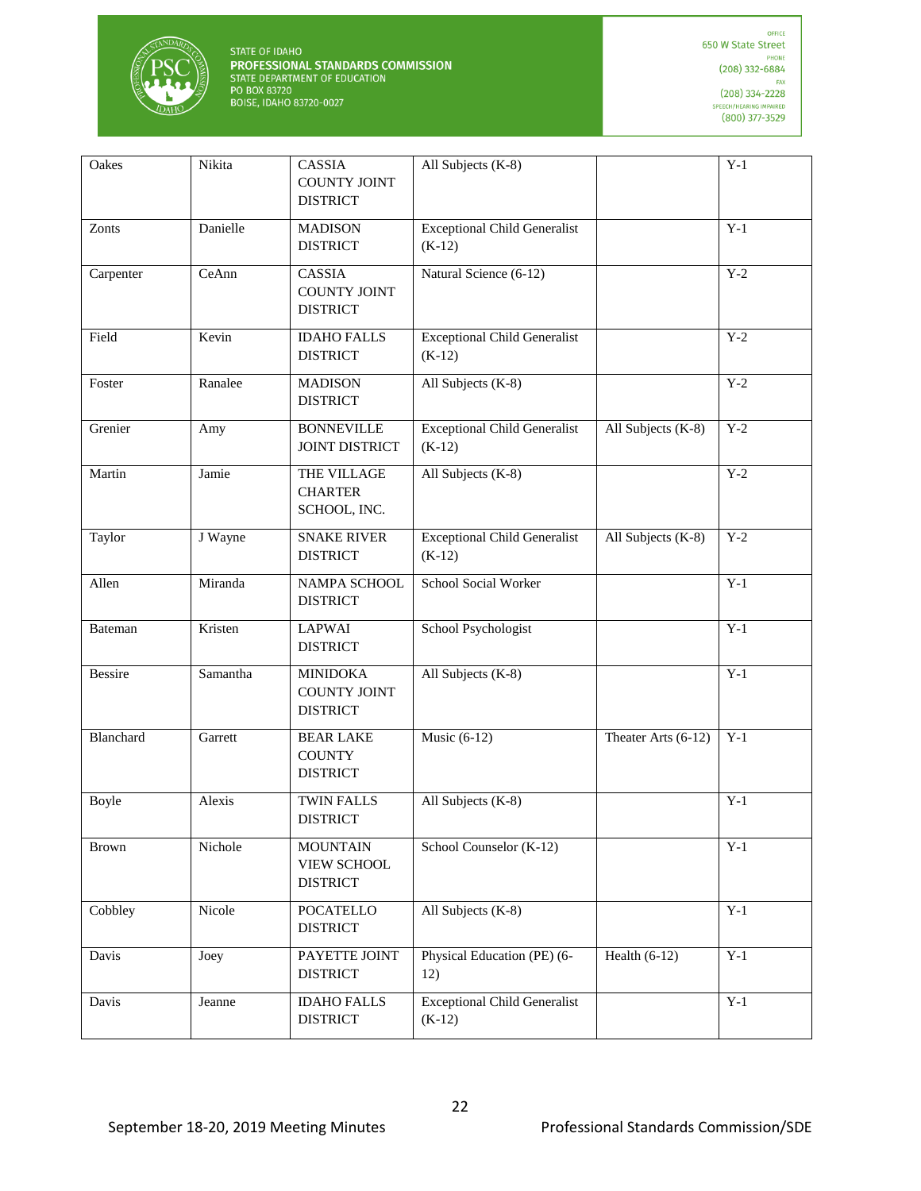| | | | | | |
|---|---|---|---|---|---|
| Oakes | Nikita | CASSIA COUNTY JOINT DISTRICT | All Subjects (K-8) | | Y-1 |
| Zonts | Danielle | MADISON DISTRICT | Exceptional Child Generalist (K-12) | | Y-1 |
| Carpenter | CeAnn | CASSIA COUNTY JOINT DISTRICT | Natural Science (6-12) | | Y-2 |
| Field | Kevin | IDAHO FALLS DISTRICT | Exceptional Child Generalist (K-12) | | Y-2 |
| Foster | Ranalee | MADISON DISTRICT | All Subjects (K-8) | | Y-2 |
| Grenier | Amy | BONNEVILLE JOINT DISTRICT | Exceptional Child Generalist (K-12) | All Subjects (K-8) | Y-2 |
| Martin | Jamie | THE VILLAGE CHARTER SCHOOL, INC. | All Subjects (K-8) | | Y-2 |
| Taylor | J Wayne | SNAKE RIVER DISTRICT | Exceptional Child Generalist (K-12) | All Subjects (K-8) | Y-2 |
| Allen | Miranda | NAMPA SCHOOL DISTRICT | School Social Worker | | Y-1 |
| Bateman | Kristen | LAPWAI DISTRICT | School Psychologist | | Y-1 |
| Bessire | Samantha | MINIDOKA COUNTY JOINT DISTRICT | All Subjects (K-8) | | Y-1 |
| Blanchard | Garrett | BEAR LAKE COUNTY DISTRICT | Music (6-12) | Theater Arts (6-12) | Y-1 |
| Boyle | Alexis | TWIN FALLS DISTRICT | All Subjects (K-8) | | Y-1 |
| Brown | Nichole | MOUNTAIN VIEW SCHOOL DISTRICT | School Counselor (K-12) | | Y-1 |
| Cobbley | Nicole | POCATELLO DISTRICT | All Subjects (K-8) | | Y-1 |
| Davis | Joey | PAYETTE JOINT DISTRICT | Physical Education (PE) (6-12) | Health (6-12) | Y-1 |
| Davis | Jeanne | IDAHO FALLS DISTRICT | Exceptional Child Generalist (K-12) | | Y-1 |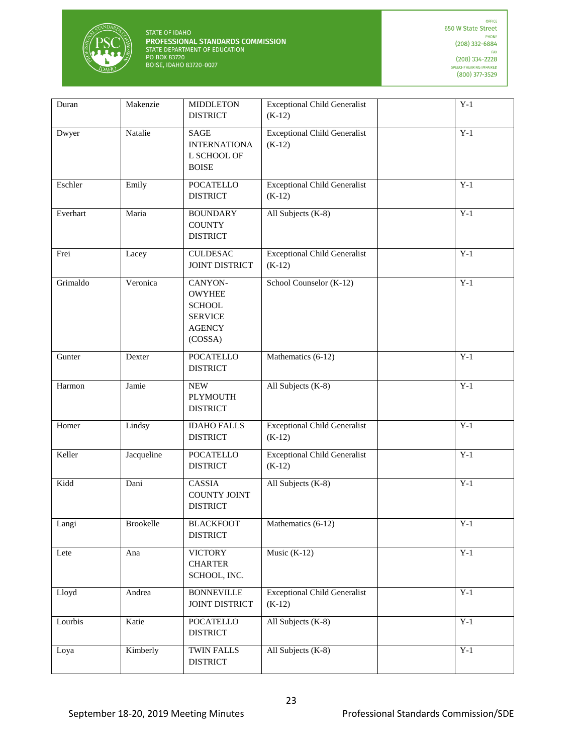STATE OF IDAHO
**PROFESSIONAL STANDARDS COMMISSION**
STATE DEPARTMENT OF EDUCATION
PO BOX 83720
BOISE, IDAHO 83720-0027

OFFICE
650 W State Street
PHONE
(208) 332-6884
FAX
(208) 334-2228
SPEECH/HEARING IMPAIRED
(800) 377-3529

| | | | | | |
|---|---|---|---|---|---|
| Duran | Makenzie | MIDDLETON DISTRICT | Exceptional Child Generalist (K-12) | | Y-1 |
| Dwyer | Natalie | SAGE INTERNATIONAL SCHOOL OF BOISE | Exceptional Child Generalist (K-12) | | Y-1 |
| Eschler | Emily | POCATELLO DISTRICT | Exceptional Child Generalist (K-12) | | Y-1 |
| Everhart | Maria | BOUNDARY COUNTY DISTRICT | All Subjects (K-8) | | Y-1 |
| Frei | Lacey | CULDESAC JOINT DISTRICT | Exceptional Child Generalist (K-12) | | Y-1 |
| Grimaldo | Veronica | CANYON-OWYHEE SCHOOL SERVICE AGENCY (COSSA) | School Counselor (K-12) | | Y-1 |
| Gunter | Dexter | POCATELLO DISTRICT | Mathematics (6-12) | | Y-1 |
| Harmon | Jamie | NEW PLYMOUTH DISTRICT | All Subjects (K-8) | | Y-1 |
| Homer | Lindsy | IDAHO FALLS DISTRICT | Exceptional Child Generalist (K-12) | | Y-1 |
| Keller | Jacqueline | POCATELLO DISTRICT | Exceptional Child Generalist (K-12) | | Y-1 |
| Kidd | Dani | CASSIA COUNTY JOINT DISTRICT | All Subjects (K-8) | | Y-1 |
| Langi | Brookelle | BLACKFOOT DISTRICT | Mathematics (6-12) | | Y-1 |
| Lete | Ana | VICTORY CHARTER SCHOOL, INC. | Music (K-12) | | Y-1 |
| Lloyd | Andrea | BONNEVILLE JOINT DISTRICT | Exceptional Child Generalist (K-12) | | Y-1 |
| Lourbis | Katie | POCATELLO DISTRICT | All Subjects (K-8) | | Y-1 |
| Loya | Kimberly | TWIN FALLS DISTRICT | All Subjects (K-8) | | Y-1 |

September 18-20, 2019 Meeting Minutes Professional Standards Commission/SDE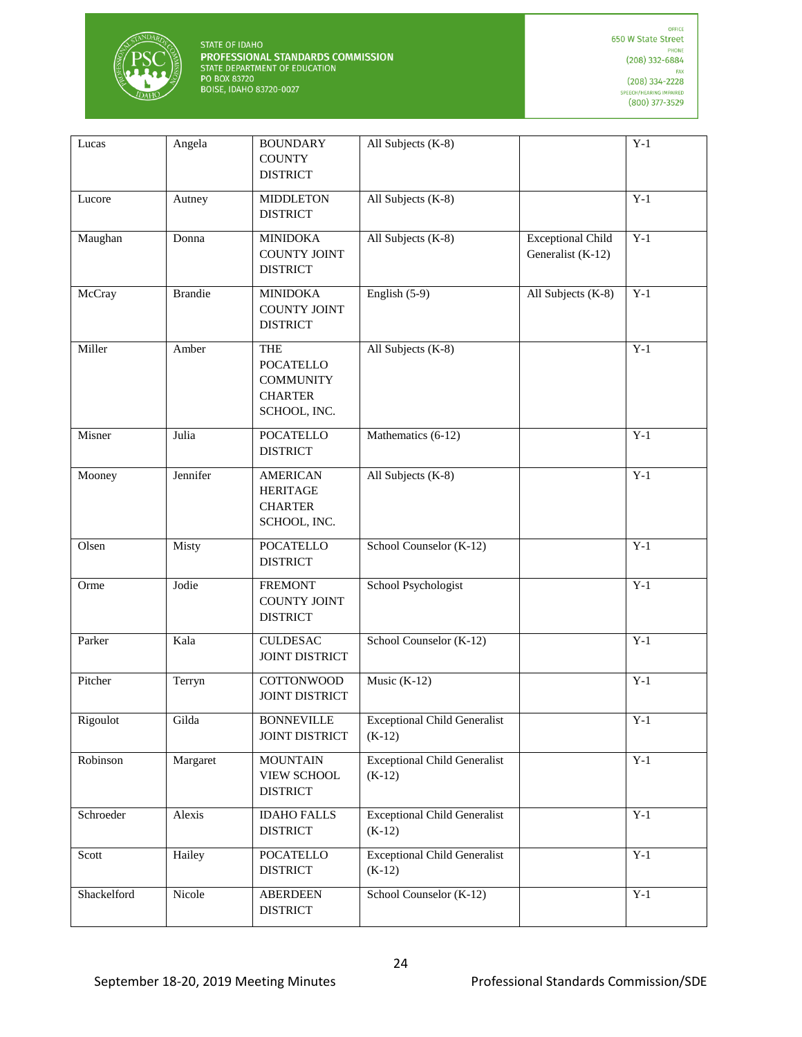| | | | | | |
|---|---|---|---|---|---|
| Lucas | Angela | BOUNDARY COUNTY DISTRICT | All Subjects (K-8) | | Y-1 |
| Lucore | Autney | MIDDLETON DISTRICT | All Subjects (K-8) | | Y-1 |
| Maughan | Donna | MINIDOKA COUNTY JOINT DISTRICT | All Subjects (K-8) | Exceptional Child Generalist (K-12) | Y-1 |
| McCray | Brandie | MINIDOKA COUNTY JOINT DISTRICT | English (5-9) | All Subjects (K-8) | Y-1 |
| Miller | Amber | THE POCATELLO COMMUNITY CHARTER SCHOOL, INC. | All Subjects (K-8) | | Y-1 |
| Misner | Julia | POCATELLO DISTRICT | Mathematics (6-12) | | Y-1 |
| Mooney | Jennifer | AMERICAN HERITAGE CHARTER SCHOOL, INC. | All Subjects (K-8) | | Y-1 |
| Olsen | Misty | POCATELLO DISTRICT | School Counselor (K-12) | | Y-1 |
| Orme | Jodie | FREMONT COUNTY JOINT DISTRICT | School Psychologist | | Y-1 |
| Parker | Kala | CULDESAC JOINT DISTRICT | School Counselor (K-12) | | Y-1 |
| Pitcher | Terryn | COTTONWOOD JOINT DISTRICT | Music (K-12) | | Y-1 |
| Rigoulot | Gilda | BONNEVILLE JOINT DISTRICT | Exceptional Child Generalist (K-12) | | Y-1 |
| Robinson | Margaret | MOUNTAIN VIEW SCHOOL DISTRICT | Exceptional Child Generalist (K-12) | | Y-1 |
| Schroeder | Alexis | IDAHO FALLS DISTRICT | Exceptional Child Generalist (K-12) | | Y-1 |
| Scott | Hailey | POCATELLO DISTRICT | Exceptional Child Generalist (K-12) | | Y-1 |
| Shackelford | Nicole | ABERDEEN DISTRICT | School Counselor (K-12) | | Y-1 |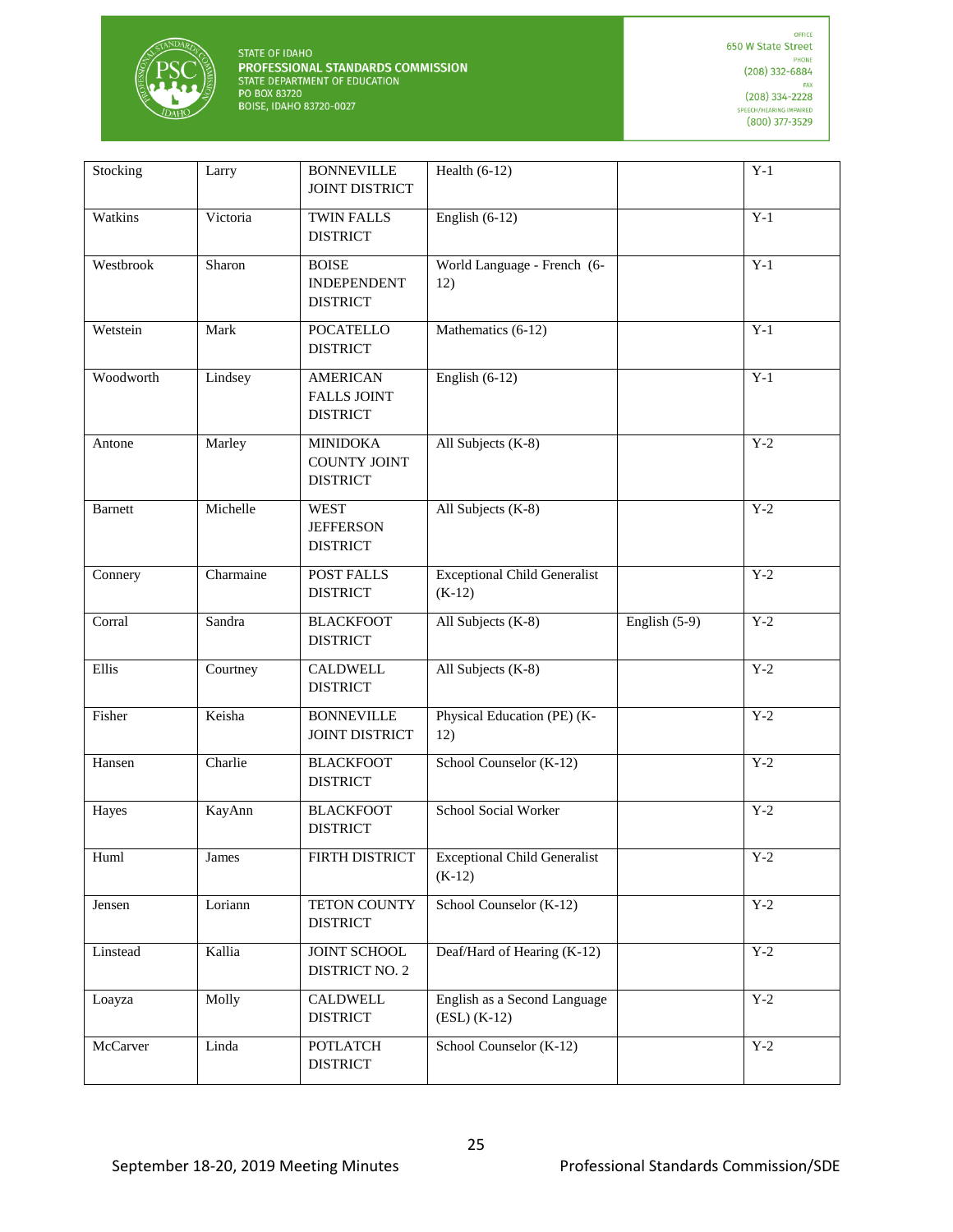| | | | | | |
|---|---|---|---|---|---|
| Stocking | Larry | BONNEVILLE JOINT DISTRICT | Health (6-12) | | Y-1 |
| Watkins | Victoria | TWIN FALLS DISTRICT | English (6-12) | | Y-1 |
| Westbrook | Sharon | BOISE INDEPENDENT DISTRICT | World Language - French (6-12) | | Y-1 |
| Wetstein | Mark | POCATELLO DISTRICT | Mathematics (6-12) | | Y-1 |
| Woodworth | Lindsey | AMERICAN FALLS JOINT DISTRICT | English (6-12) | | Y-1 |
| Antone | Marley | MINIDOKA COUNTY JOINT DISTRICT | All Subjects (K-8) | | Y-2 |
| Barnett | Michelle | WEST JEFFERSON DISTRICT | All Subjects (K-8) | | Y-2 |
| Connery | Charmaine | POST FALLS DISTRICT | Exceptional Child Generalist (K-12) | | Y-2 |
| Corral | Sandra | BLACKFOOT DISTRICT | All Subjects (K-8) | English (5-9) | Y-2 |
| Ellis | Courtney | CALDWELL DISTRICT | All Subjects (K-8) | | Y-2 |
| Fisher | Keisha | BONNEVILLE JOINT DISTRICT | Physical Education (PE) (K-12) | | Y-2 |
| Hansen | Charlie | BLACKFOOT DISTRICT | School Counselor (K-12) | | Y-2 |
| Hayes | KayAnn | BLACKFOOT DISTRICT | School Social Worker | | Y-2 |
| Huml | James | FIRTH DISTRICT | Exceptional Child Generalist (K-12) | | Y-2 |
| Jensen | Loriann | TETON COUNTY DISTRICT | School Counselor (K-12) | | Y-2 |
| Linstead | Kallia | JOINT SCHOOL DISTRICT NO. 2 | Deaf/Hard of Hearing (K-12) | | Y-2 |
| Loayza | Molly | CALDWELL DISTRICT | English as a Second Language (ESL) (K-12) | | Y-2 |
| McCarver | Linda | POTLATCH DISTRICT | School Counselor (K-12) | | Y-2 |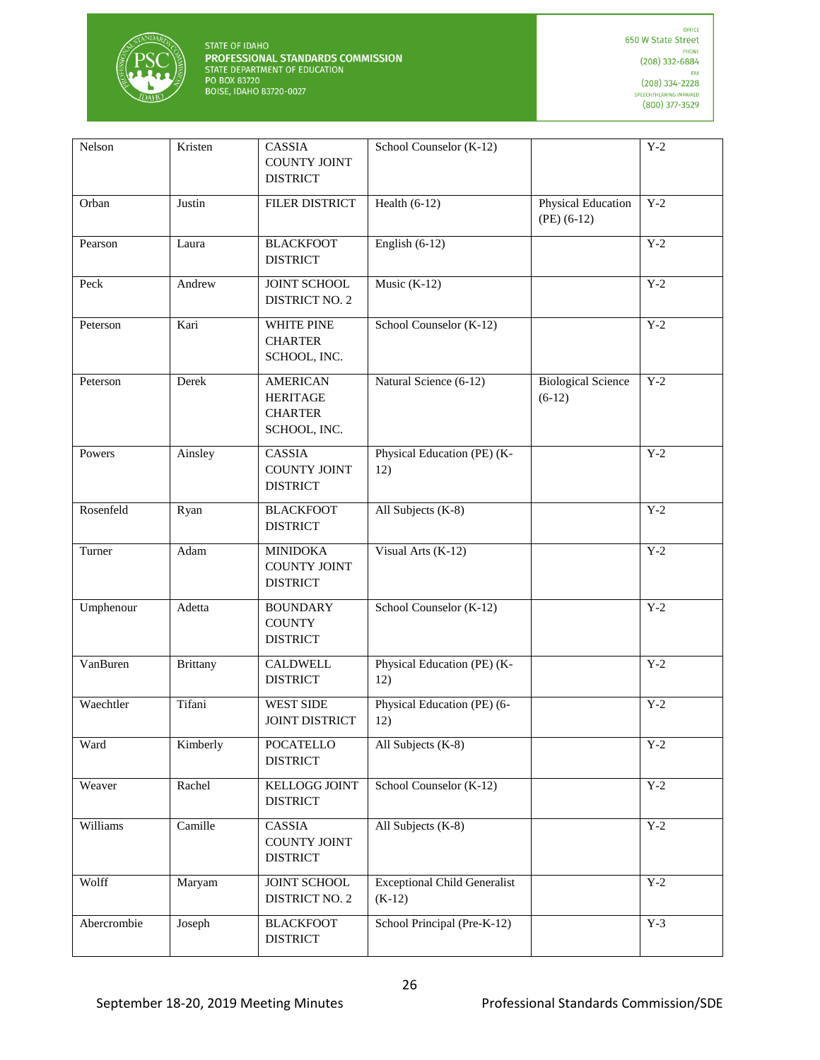| | | | | | |
|---|---|---|---|---|---|
| Nelson | Kristen | CASSIA COUNTY JOINT DISTRICT | School Counselor (K-12) | | Y-2 |
| Orban | Justin | FILER DISTRICT | Health (6-12) | Physical Education (PE) (6-12) | Y-2 |
| Pearson | Laura | BLACKFOOT DISTRICT | English (6-12) | | Y-2 |
| Peck | Andrew | JOINT SCHOOL DISTRICT NO. 2 | Music (K-12) | | Y-2 |
| Peterson | Kari | WHITE PINE CHARTER SCHOOL, INC. | School Counselor (K-12) | | Y-2 |
| Peterson | Derek | AMERICAN HERITAGE CHARTER SCHOOL, INC. | Natural Science (6-12) | Biological Science (6-12) | Y-2 |
| Powers | Ainsley | CASSIA COUNTY JOINT DISTRICT | Physical Education (PE) (K-12) | | Y-2 |
| Rosenfeld | Ryan | BLACKFOOT DISTRICT | All Subjects (K-8) | | Y-2 |
| Turner | Adam | MINIDOKA COUNTY JOINT DISTRICT | Visual Arts (K-12) | | Y-2 |
| Umphenour | Adetta | BOUNDARY COUNTY DISTRICT | School Counselor (K-12) | | Y-2 |
| VanBuren | Brittany | CALDWELL DISTRICT | Physical Education (PE) (K-12) | | Y-2 |
| Waechtler | Tifani | WEST SIDE JOINT DISTRICT | Physical Education (PE) (6-12) | | Y-2 |
| Ward | Kimberly | POCATELLO DISTRICT | All Subjects (K-8) | | Y-2 |
| Weaver | Rachel | KELLOGG JOINT DISTRICT | School Counselor (K-12) | | Y-2 |
| Williams | Camille | CASSIA COUNTY JOINT DISTRICT | All Subjects (K-8) | | Y-2 |
| Wolff | Maryam | JOINT SCHOOL DISTRICT NO. 2 | Exceptional Child Generalist (K-12) | | Y-2 |
| Abercrombie | Joseph | BLACKFOOT DISTRICT | School Principal (Pre-K-12) | | Y-3 |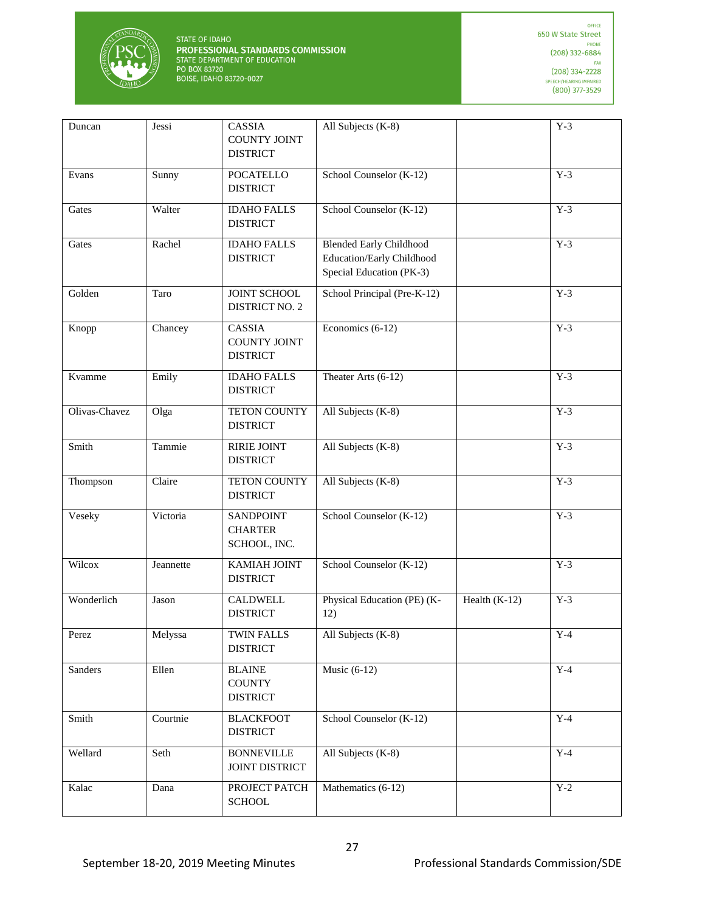| | | | | | |
|---|---|---|---|---|---|
| Duncan | Jessi | CASSIA COUNTY JOINT DISTRICT | All Subjects (K-8) | | Y-3 |
| Evans | Sunny | POCATELLO DISTRICT | School Counselor (K-12) | | Y-3 |
| Gates | Walter | IDAHO FALLS DISTRICT | School Counselor (K-12) | | Y-3 |
| Gates | Rachel | IDAHO FALLS DISTRICT | Blended Early Childhood Education/Early Childhood Special Education (PK-3) | | Y-3 |
| Golden | Taro | JOINT SCHOOL DISTRICT NO. 2 | School Principal (Pre-K-12) | | Y-3 |
| Knopp | Chancey | CASSIA COUNTY JOINT DISTRICT | Economics (6-12) | | Y-3 |
| Kvamme | Emily | IDAHO FALLS DISTRICT | Theater Arts (6-12) | | Y-3 |
| Olivas-Chavez | Olga | TETON COUNTY DISTRICT | All Subjects (K-8) | | Y-3 |
| Smith | Tammie | RIRIE JOINT DISTRICT | All Subjects (K-8) | | Y-3 |
| Thompson | Claire | TETON COUNTY DISTRICT | All Subjects (K-8) | | Y-3 |
| Veseky | Victoria | SANDPOINT CHARTER SCHOOL, INC. | School Counselor (K-12) | | Y-3 |
| Wilcox | Jeannette | KAMIAH JOINT DISTRICT | School Counselor (K-12) | | Y-3 |
| Wonderlich | Jason | CALDWELL DISTRICT | Physical Education (PE) (K-12) | Health (K-12) | Y-3 |
| Perez | Melyssa | TWIN FALLS DISTRICT | All Subjects (K-8) | | Y-4 |
| Sanders | Ellen | BLAINE COUNTY DISTRICT | Music (6-12) | | Y-4 |
| Smith | Courtnie | BLACKFOOT DISTRICT | School Counselor (K-12) | | Y-4 |
| Wellard | Seth | BONNEVILLE JOINT DISTRICT | All Subjects (K-8) | | Y-4 |
| Kalac | Dana | PROJECT PATCH SCHOOL | Mathematics (6-12) | | Y-2 |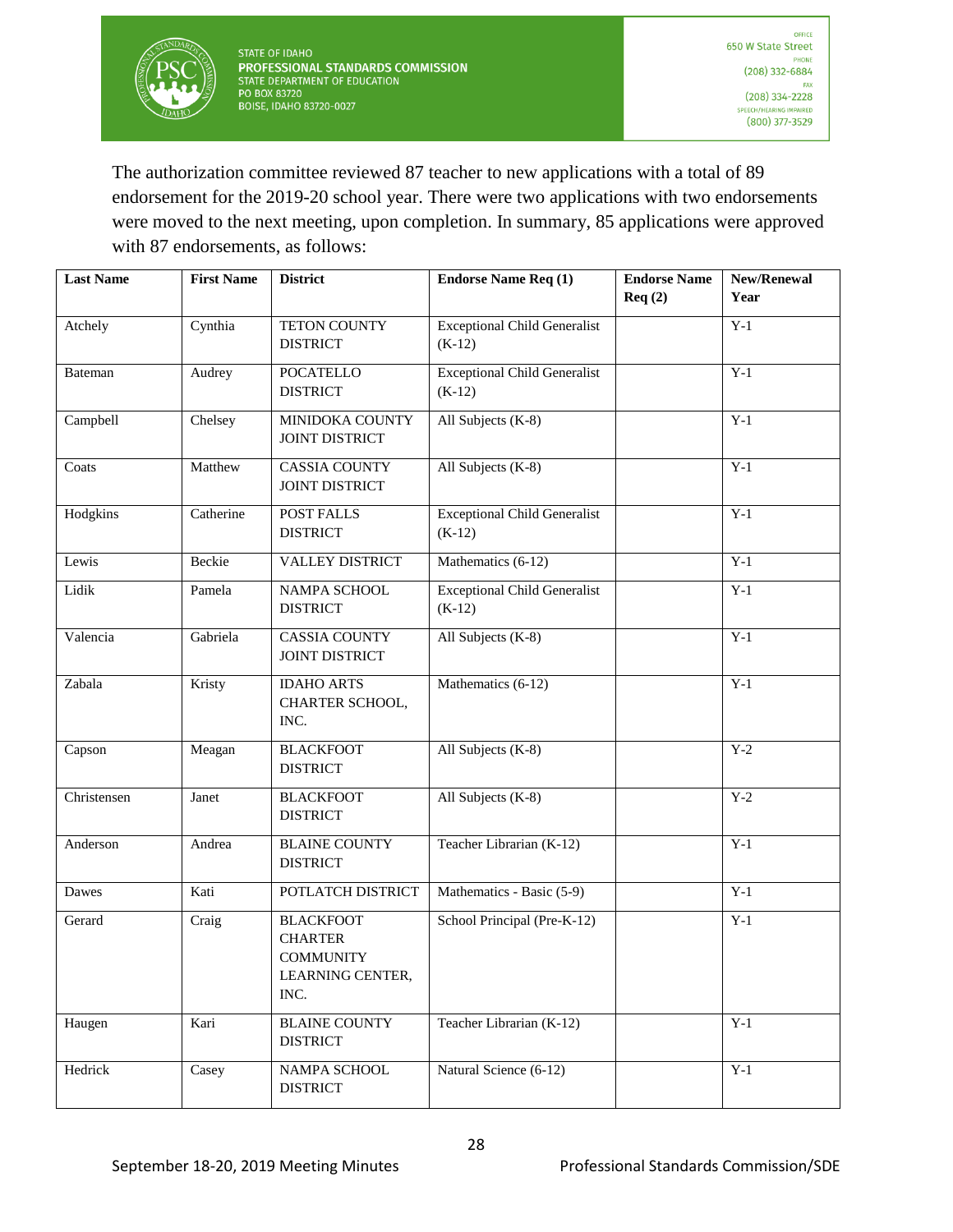The authorization committee reviewed 87 teacher to new applications with a total of 89 endorsement for the 2019-20 school year. There were two applications with two endorsements were moved to the next meeting, upon completion. In summary, 85 applications were approved with 87 endorsements, as follows:

| Last Name | First Name | District | Endorse Name Req (1) | Endorse Name Req (2) | New/Renewal Year |
|---|---|---|---|---|---|
| Atchely | Cynthia | TETON COUNTY DISTRICT | Exceptional Child Generalist (K-12) | | Y-1 |
| Bateman | Audrey | POCATELLO DISTRICT | Exceptional Child Generalist (K-12) | | Y-1 |
| Campbell | Chelsey | MINIDOKA COUNTY JOINT DISTRICT | All Subjects (K-8) | | Y-1 |
| Coats | Matthew | CASSIA COUNTY JOINT DISTRICT | All Subjects (K-8) | | Y-1 |
| Hodgkins | Catherine | POST FALLS DISTRICT | Exceptional Child Generalist (K-12) | | Y-1 |
| Lewis | Beckie | VALLEY DISTRICT | Mathematics (6-12) | | Y-1 |
| Lidik | Pamela | NAMPA SCHOOL DISTRICT | Exceptional Child Generalist (K-12) | | Y-1 |
| Valencia | Gabriela | CASSIA COUNTY JOINT DISTRICT | All Subjects (K-8) | | Y-1 |
| Zabala | Kristy | IDAHO ARTS CHARTER SCHOOL, INC. | Mathematics (6-12) | | Y-1 |
| Capson | Meagan | BLACKFOOT DISTRICT | All Subjects (K-8) | | Y-2 |
| Christensen | Janet | BLACKFOOT DISTRICT | All Subjects (K-8) | | Y-2 |
| Anderson | Andrea | BLAINE COUNTY DISTRICT | Teacher Librarian (K-12) | | Y-1 |
| Dawes | Kati | POTLATCH DISTRICT | Mathematics - Basic (5-9) | | Y-1 |
| Gerard | Craig | BLACKFOOT CHARTER COMMUNITY LEARNING CENTER, INC. | School Principal (Pre-K-12) | | Y-1 |
| Haugen | Kari | BLAINE COUNTY DISTRICT | Teacher Librarian (K-12) | | Y-1 |
| Hedrick | Casey | NAMPA SCHOOL DISTRICT | Natural Science (6-12) | | Y-1 |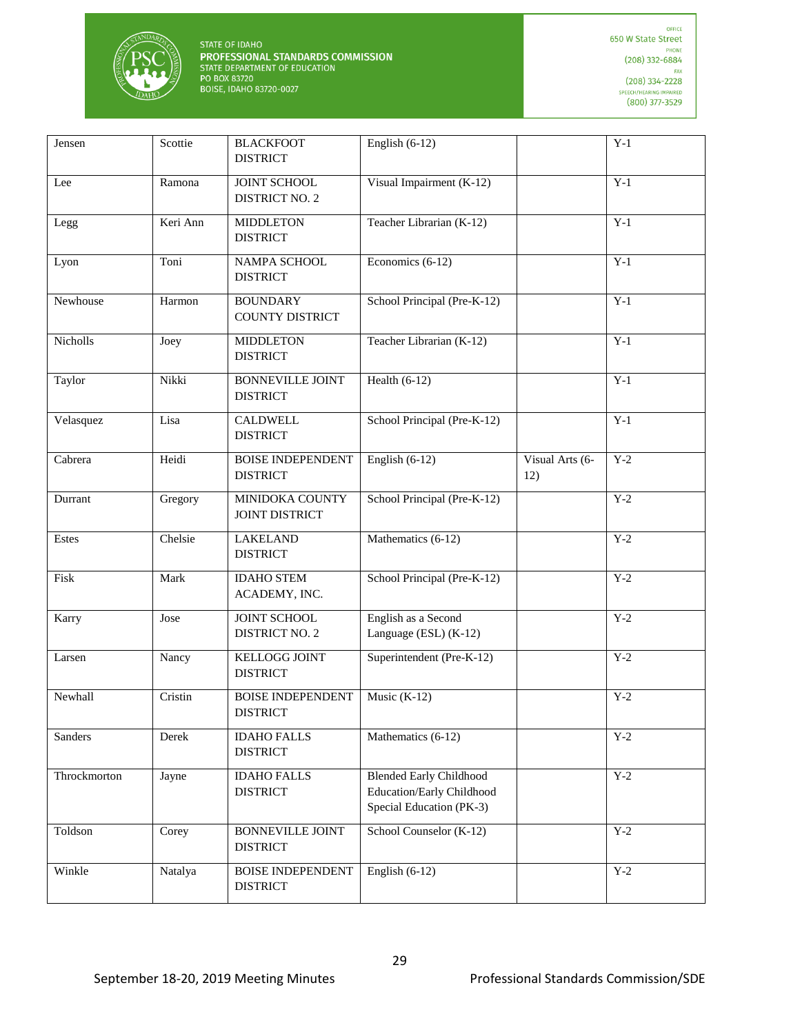| | | | | | |
|---|---|---|---|---|---|
| Jensen | Scottie | BLACKFOOT DISTRICT | English (6-12) | | Y-1 |
| Lee | Ramona | JOINT SCHOOL DISTRICT NO. 2 | Visual Impairment (K-12) | | Y-1 |
| Legg | Keri Ann | MIDDLETON DISTRICT | Teacher Librarian (K-12) | | Y-1 |
| Lyon | Toni | NAMPA SCHOOL DISTRICT | Economics (6-12) | | Y-1 |
| Newhouse | Harmon | BOUNDARY COUNTY DISTRICT | School Principal (Pre-K-12) | | Y-1 |
| Nicholls | Joey | MIDDLETON DISTRICT | Teacher Librarian (K-12) | | Y-1 |
| Taylor | Nikki | BONNEVILLE JOINT DISTRICT | Health (6-12) | | Y-1 |
| Velasquez | Lisa | CALDWELL DISTRICT | School Principal (Pre-K-12) | | Y-1 |
| Cabrera | Heidi | BOISE INDEPENDENT DISTRICT | English (6-12) | Visual Arts (6-12) | Y-2 |
| Durrant | Gregory | MINIDOKA COUNTY JOINT DISTRICT | School Principal (Pre-K-12) | | Y-2 |
| Estes | Chelsie | LAKELAND DISTRICT | Mathematics (6-12) | | Y-2 |
| Fisk | Mark | IDAHO STEM ACADEMY, INC. | School Principal (Pre-K-12) | | Y-2 |
| Karry | Jose | JOINT SCHOOL DISTRICT NO. 2 | English as a Second Language (ESL) (K-12) | | Y-2 |
| Larsen | Nancy | KELLOGG JOINT DISTRICT | Superintendent (Pre-K-12) | | Y-2 |
| Newhall | Cristin | BOISE INDEPENDENT DISTRICT | Music (K-12) | | Y-2 |
| Sanders | Derek | IDAHO FALLS DISTRICT | Mathematics (6-12) | | Y-2 |
| Throckmorton | Jayne | IDAHO FALLS DISTRICT | Blended Early Childhood Education/Early Childhood Special Education (PK-3) | | Y-2 |
| Toldson | Corey | BONNEVILLE JOINT DISTRICT | School Counselor (K-12) | | Y-2 |
| Winkle | Natalya | BOISE INDEPENDENT DISTRICT | English (6-12) | | Y-2 |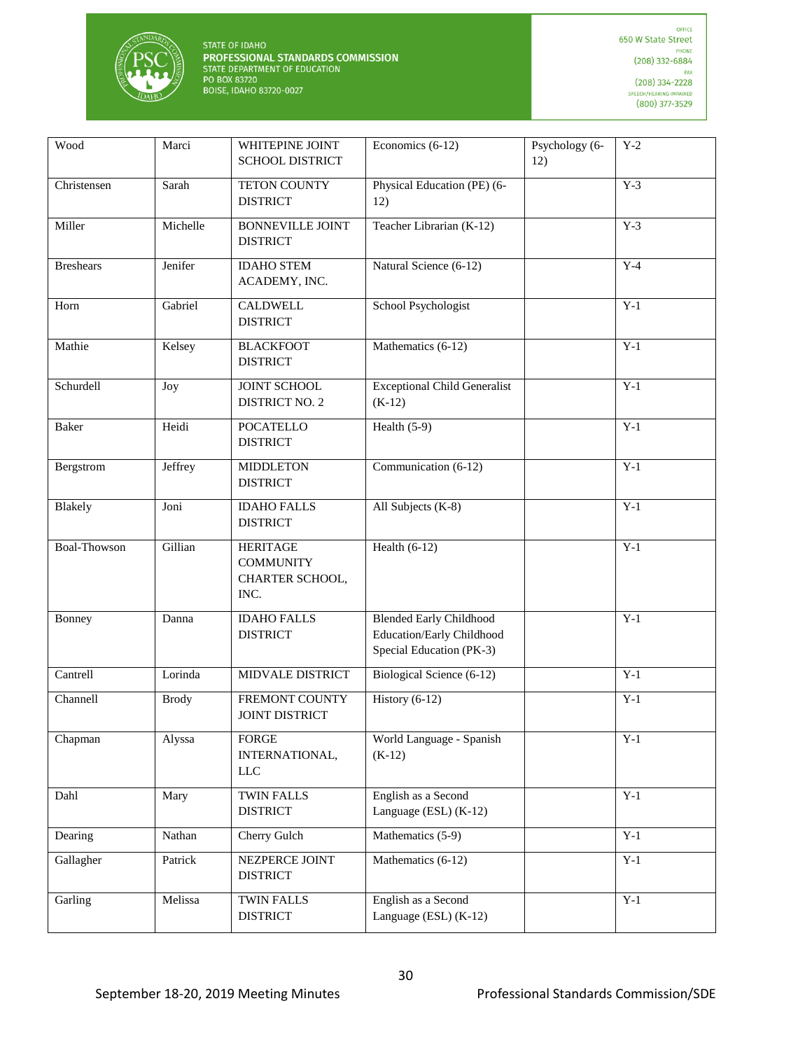| | | | | | |
|---|---|---|---|---|---|
| Wood | Marci | WHITEPINE JOINT SCHOOL DISTRICT | Economics (6-12) | Psychology (6-12) | Y-2 |
| Christensen | Sarah | TETON COUNTY DISTRICT | Physical Education (PE) (6-12) | | Y-3 |
| Miller | Michelle | BONNEVILLE JOINT DISTRICT | Teacher Librarian (K-12) | | Y-3 |
| Breshears | Jenifer | IDAHO STEM ACADEMY, INC. | Natural Science (6-12) | | Y-4 |
| Horn | Gabriel | CALDWELL DISTRICT | School Psychologist | | Y-1 |
| Mathie | Kelsey | BLACKFOOT DISTRICT | Mathematics (6-12) | | Y-1 |
| Schurdell | Joy | JOINT SCHOOL DISTRICT NO. 2 | Exceptional Child Generalist (K-12) | | Y-1 |
| Baker | Heidi | POCATELLO DISTRICT | Health (5-9) | | Y-1 |
| Bergstrom | Jeffrey | MIDDLETON DISTRICT | Communication (6-12) | | Y-1 |
| Blakely | Joni | IDAHO FALLS DISTRICT | All Subjects (K-8) | | Y-1 |
| Boal-Thowson | Gillian | HERITAGE COMMUNITY CHARTER SCHOOL, INC. | Health (6-12) | | Y-1 |
| Bonney | Danna | IDAHO FALLS DISTRICT | Blended Early Childhood Education/Early Childhood Special Education (PK-3) | | Y-1 |
| Cantrell | Lorinda | MIDVALE DISTRICT | Biological Science (6-12) | | Y-1 |
| Channell | Brody | FREMONT COUNTY JOINT DISTRICT | History (6-12) | | Y-1 |
| Chapman | Alyssa | FORGE INTERNATIONAL, LLC | World Language - Spanish (K-12) | | Y-1 |
| Dahl | Mary | TWIN FALLS DISTRICT | English as a Second Language (ESL) (K-12) | | Y-1 |
| Dearing | Nathan | Cherry Gulch | Mathematics (5-9) | | Y-1 |
| Gallagher | Patrick | NEZPERCE JOINT DISTRICT | Mathematics (6-12) | | Y-1 |
| Garling | Melissa | TWIN FALLS DISTRICT | English as a Second Language (ESL) (K-12) | | Y-1 |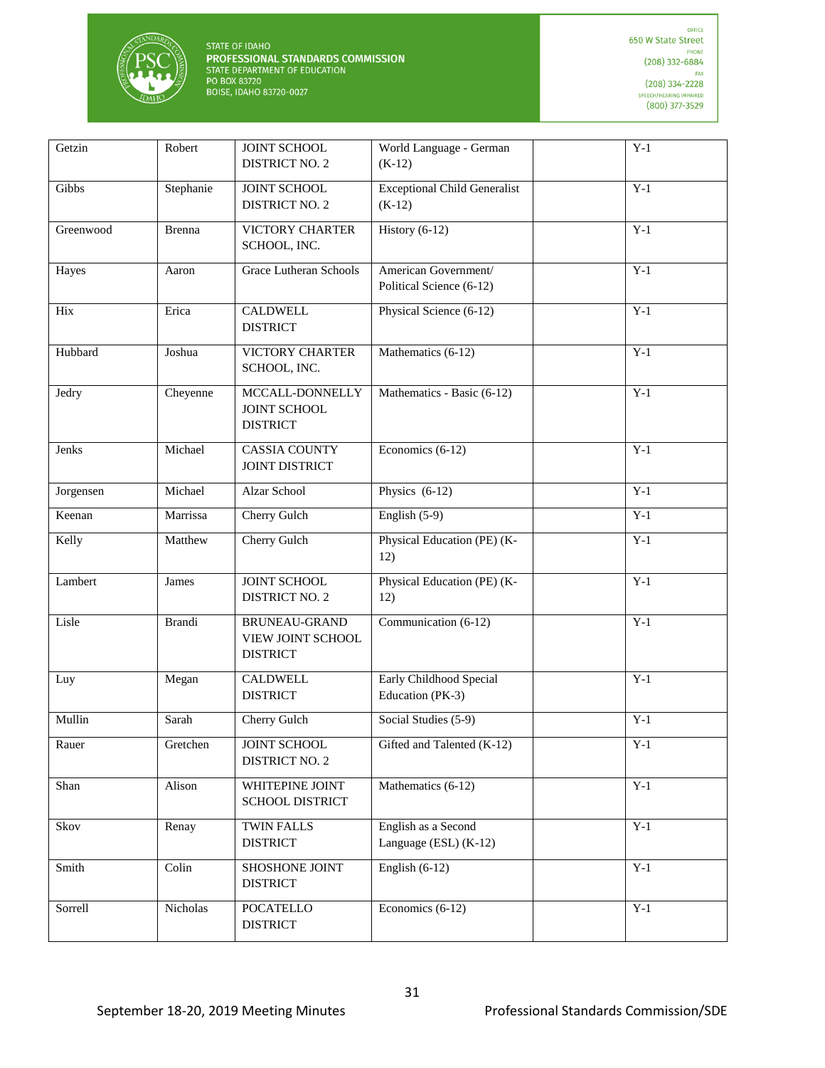| | | | | | |
|---|---|---|---|---|---|
| Getzin | Robert | JOINT SCHOOL DISTRICT NO. 2 | World Language - German (K-12) | | Y-1 |
| Gibbs | Stephanie | JOINT SCHOOL DISTRICT NO. 2 | Exceptional Child Generalist (K-12) | | Y-1 |
| Greenwood | Brenna | VICTORY CHARTER SCHOOL, INC. | History (6-12) | | Y-1 |
| Hayes | Aaron | Grace Lutheran Schools | American Government/ Political Science (6-12) | | Y-1 |
| Hix | Erica | CALDWELL DISTRICT | Physical Science (6-12) | | Y-1 |
| Hubbard | Joshua | VICTORY CHARTER SCHOOL, INC. | Mathematics (6-12) | | Y-1 |
| Jedry | Cheyenne | MCCALL-DONNELLY JOINT SCHOOL DISTRICT | Mathematics - Basic (6-12) | | Y-1 |
| Jenks | Michael | CASSIA COUNTY JOINT DISTRICT | Economics (6-12) | | Y-1 |
| Jorgensen | Michael | Alzar School | Physics (6-12) | | Y-1 |
| Keenan | Marrissa | Cherry Gulch | English (5-9) | | Y-1 |
| Kelly | Matthew | Cherry Gulch | Physical Education (PE) (K-12) | | Y-1 |
| Lambert | James | JOINT SCHOOL DISTRICT NO. 2 | Physical Education (PE) (K-12) | | Y-1 |
| Lisle | Brandi | BRUNEAU-GRAND VIEW JOINT SCHOOL DISTRICT | Communication (6-12) | | Y-1 |
| Luy | Megan | CALDWELL DISTRICT | Early Childhood Special Education (PK-3) | | Y-1 |
| Mullin | Sarah | Cherry Gulch | Social Studies (5-9) | | Y-1 |
| Rauer | Gretchen | JOINT SCHOOL DISTRICT NO. 2 | Gifted and Talented (K-12) | | Y-1 |
| Shan | Alison | WHITEPINE JOINT SCHOOL DISTRICT | Mathematics (6-12) | | Y-1 |
| Skov | Renay | TWIN FALLS DISTRICT | English as a Second Language (ESL) (K-12) | | Y-1 |
| Smith | Colin | SHOSHONE JOINT DISTRICT | English (6-12) | | Y-1 |
| Sorrell | Nicholas | POCATELLO DISTRICT | Economics (6-12) | | Y-1 |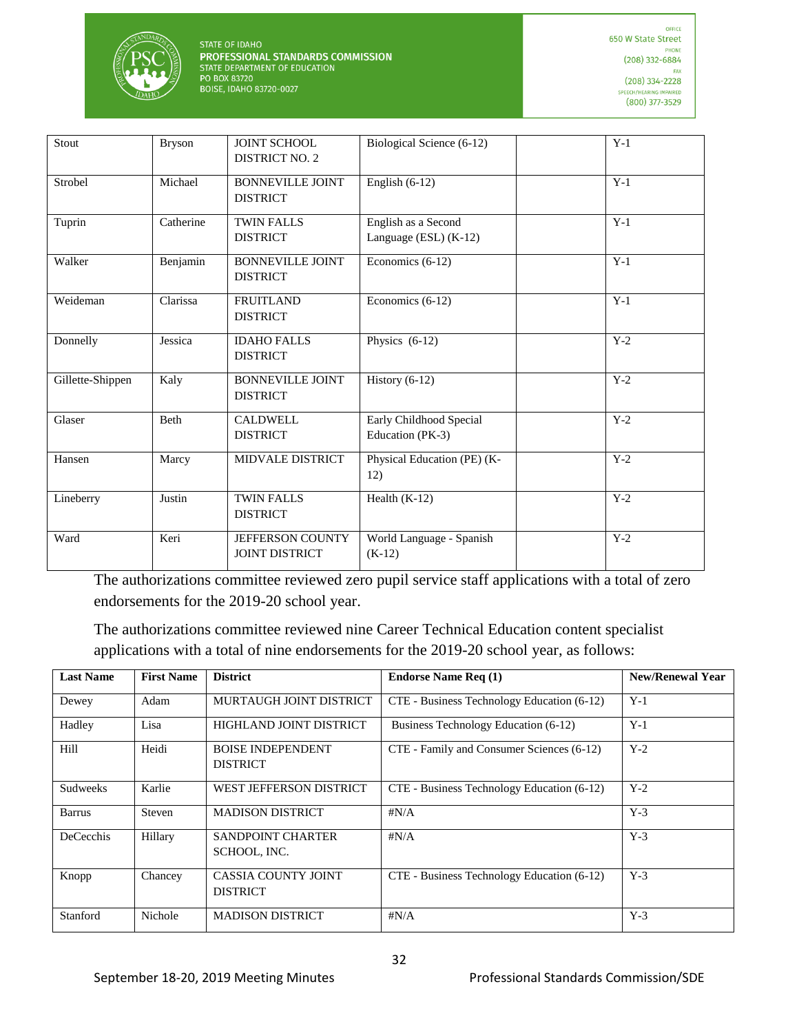| | | | | | |
|---|---|---|---|---|---|
| Stout | Bryson | JOINT SCHOOL DISTRICT NO. 2 | Biological Science (6-12) | | Y-1 |
| Strobel | Michael | BONNEVILLE JOINT DISTRICT | English (6-12) | | Y-1 |
| Tuprin | Catherine | TWIN FALLS DISTRICT | English as a Second Language (ESL) (K-12) | | Y-1 |
| Walker | Benjamin | BONNEVILLE JOINT DISTRICT | Economics (6-12) | | Y-1 |
| Weideman | Clarissa | FRUITLAND DISTRICT | Economics (6-12) | | Y-1 |
| Donnelly | Jessica | IDAHO FALLS DISTRICT | Physics (6-12) | | Y-2 |
| Gillette-Shippen | Kaly | BONNEVILLE JOINT DISTRICT | History (6-12) | | Y-2 |
| Glaser | Beth | CALDWELL DISTRICT | Early Childhood Special Education (PK-3) | | Y-2 |
| Hansen | Marcy | MIDVALE DISTRICT | Physical Education (PE) (K-12) | | Y-2 |
| Lineberry | Justin | TWIN FALLS DISTRICT | Health (K-12) | | Y-2 |
| Ward | Keri | JEFFERSON COUNTY JOINT DISTRICT | World Language - Spanish (K-12) | | Y-2 |

The authorizations committee reviewed zero pupil service staff applications with a total of zero endorsements for the 2019-20 school year.

The authorizations committee reviewed nine Career Technical Education content specialist applications with a total of nine endorsements for the 2019-20 school year, as follows:

| Last Name | First Name | District | Endorse Name Req (1) | New/Renewal Year |
|---|---|---|---|---|
| Dewey | Adam | MURTAUGH JOINT DISTRICT | CTE - Business Technology Education (6-12) | Y-1 |
| Hadley | Lisa | HIGHLAND JOINT DISTRICT | Business Technology Education (6-12) | Y-1 |
| Hill | Heidi | BOISE INDEPENDENT DISTRICT | CTE - Family and Consumer Sciences (6-12) | Y-2 |
| Sudweeks | Karlie | WEST JEFFERSON DISTRICT | CTE - Business Technology Education (6-12) | Y-2 |
| Barrus | Steven | MADISON DISTRICT | #N/A | Y-3 |
| DeCecchis | Hillary | SANDPOINT CHARTER SCHOOL, INC. | #N/A | Y-3 |
| Knopp | Chancey | CASSIA COUNTY JOINT DISTRICT | CTE - Business Technology Education (6-12) | Y-3 |
| Stanford | Nichole | MADISON DISTRICT | #N/A | Y-3 |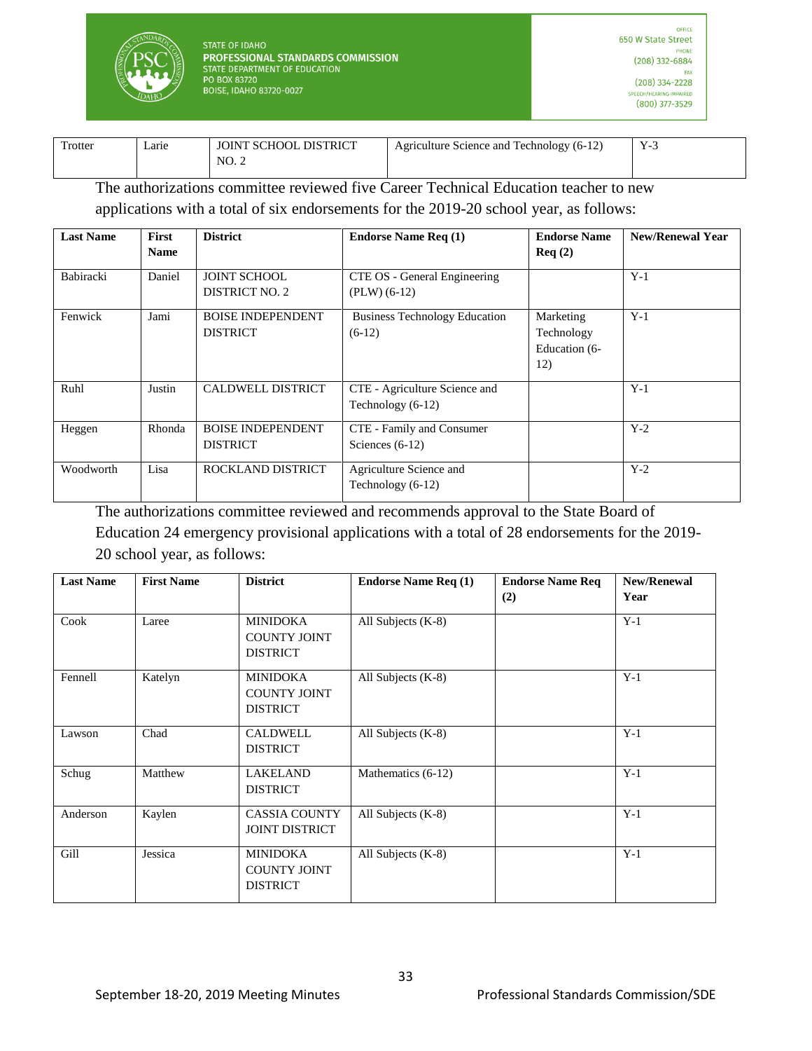| | | | | |
|---|---|---|---|---|
| Trotter | Larie | JOINT SCHOOL DISTRICT NO. 2 | Agriculture Science and Technology (6-12) | Y-3 |

The authorizations committee reviewed five Career Technical Education teacher to new applications with a total of six endorsements for the 2019-20 school year, as follows:

| Last Name | First Name | District | Endorse Name Req (1) | Endorse Name Req (2) | New/Renewal Year |
|---|---|---|---|---|---|
| Babiracki | Daniel | JOINT SCHOOL DISTRICT NO. 2 | CTE OS - General Engineering (PLW) (6-12) | | Y-1 |
| Fenwick | Jami | BOISE INDEPENDENT DISTRICT | Business Technology Education (6-12) | Marketing Technology Education (6-12) | Y-1 |
| Ruhl | Justin | CALDWELL DISTRICT | CTE - Agriculture Science and Technology (6-12) | | Y-1 |
| Heggen | Rhonda | BOISE INDEPENDENT DISTRICT | CTE - Family and Consumer Sciences (6-12) | | Y-2 |
| Woodworth | Lisa | ROCKLAND DISTRICT | Agriculture Science and Technology (6-12) | | Y-2 |

The authorizations committee reviewed and recommends approval to the State Board of Education 24 emergency provisional applications with a total of 28 endorsements for the 2019-20 school year, as follows:

| Last Name | First Name | District | Endorse Name Req (1) | Endorse Name Req (2) | New/Renewal Year |
|---|---|---|---|---|---|
| Cook | Laree | MINIDOKA COUNTY JOINT DISTRICT | All Subjects (K-8) | | Y-1 |
| Fennell | Katelyn | MINIDOKA COUNTY JOINT DISTRICT | All Subjects (K-8) | | Y-1 |
| Lawson | Chad | CALDWELL DISTRICT | All Subjects (K-8) | | Y-1 |
| Schug | Matthew | LAKELAND DISTRICT | Mathematics (6-12) | | Y-1 |
| Anderson | Kaylen | CASSIA COUNTY JOINT DISTRICT | All Subjects (K-8) | | Y-1 |
| Gill | Jessica | MINIDOKA COUNTY JOINT DISTRICT | All Subjects (K-8) | | Y-1 |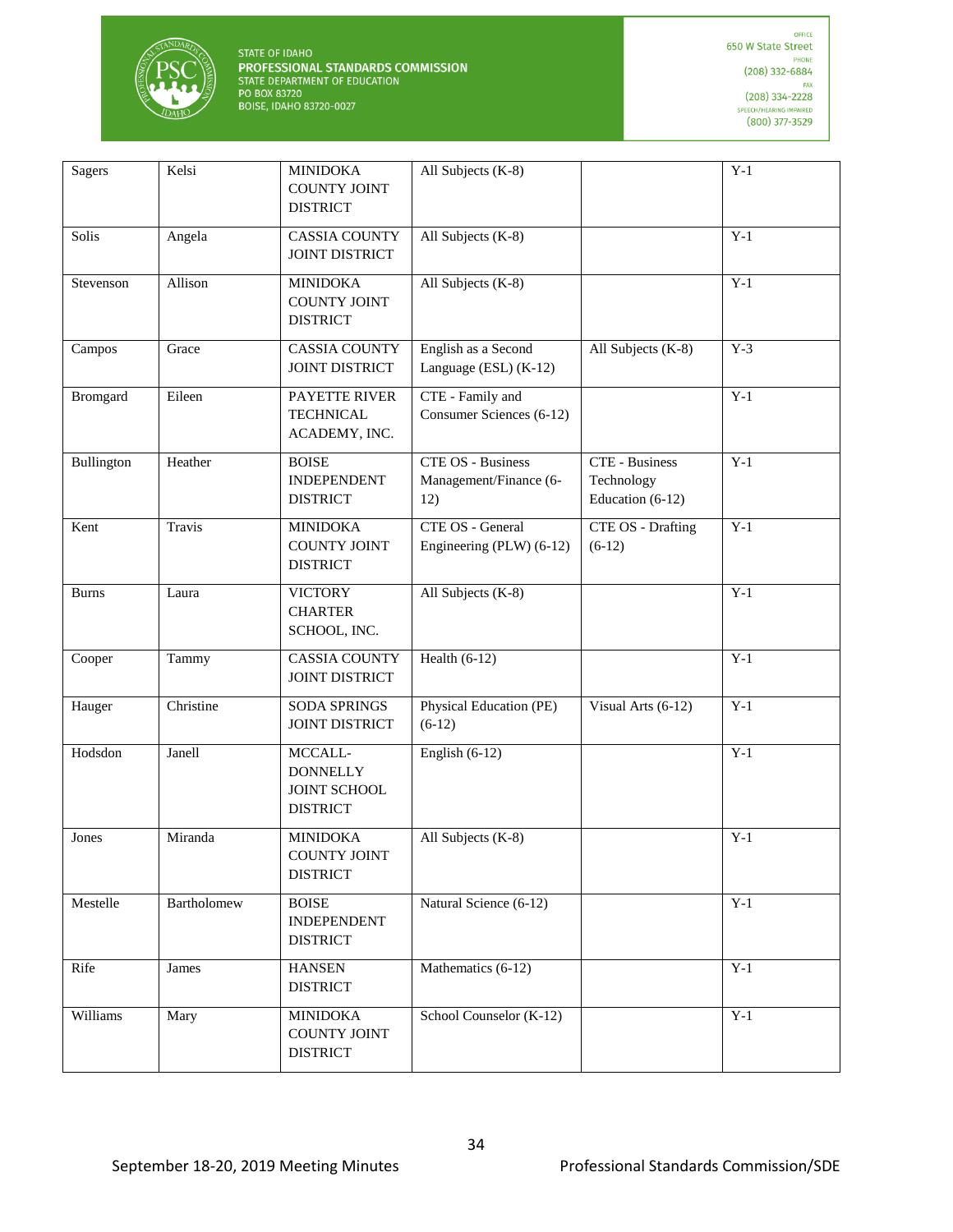| | | | | | |
|---|---|---|---|---|---|
| Sagers | Kelsi | MINIDOKA COUNTY JOINT DISTRICT | All Subjects (K-8) | | Y-1 |
| Solis | Angela | CASSIA COUNTY JOINT DISTRICT | All Subjects (K-8) | | Y-1 |
| Stevenson | Allison | MINIDOKA COUNTY JOINT DISTRICT | All Subjects (K-8) | | Y-1 |
| Campos | Grace | CASSIA COUNTY JOINT DISTRICT | English as a Second Language (ESL) (K-12) | All Subjects (K-8) | Y-3 |
| Bromgard | Eileen | PAYETTE RIVER TECHNICAL ACADEMY, INC. | CTE - Family and Consumer Sciences (6-12) | | Y-1 |
| Bullington | Heather | BOISE INDEPENDENT DISTRICT | CTE OS - Business Management/Finance (6-12) | CTE - Business Technology Education (6-12) | Y-1 |
| Kent | Travis | MINIDOKA COUNTY JOINT DISTRICT | CTE OS - General Engineering (PLW) (6-12) | CTE OS - Drafting (6-12) | Y-1 |
| Burns | Laura | VICTORY CHARTER SCHOOL, INC. | All Subjects (K-8) | | Y-1 |
| Cooper | Tammy | CASSIA COUNTY JOINT DISTRICT | Health (6-12) | | Y-1 |
| Hauger | Christine | SODA SPRINGS JOINT DISTRICT | Physical Education (PE) (6-12) | Visual Arts (6-12) | Y-1 |
| Hodsdon | Janell | MCCALL-DONNELLY JOINT SCHOOL DISTRICT | English (6-12) | | Y-1 |
| Jones | Miranda | MINIDOKA COUNTY JOINT DISTRICT | All Subjects (K-8) | | Y-1 |
| Mestelle | Bartholomew | BOISE INDEPENDENT DISTRICT | Natural Science (6-12) | | Y-1 |
| Rife | James | HANSEN DISTRICT | Mathematics (6-12) | | Y-1 |
| Williams | Mary | MINIDOKA COUNTY JOINT DISTRICT | School Counselor (K-12) | | Y-1 |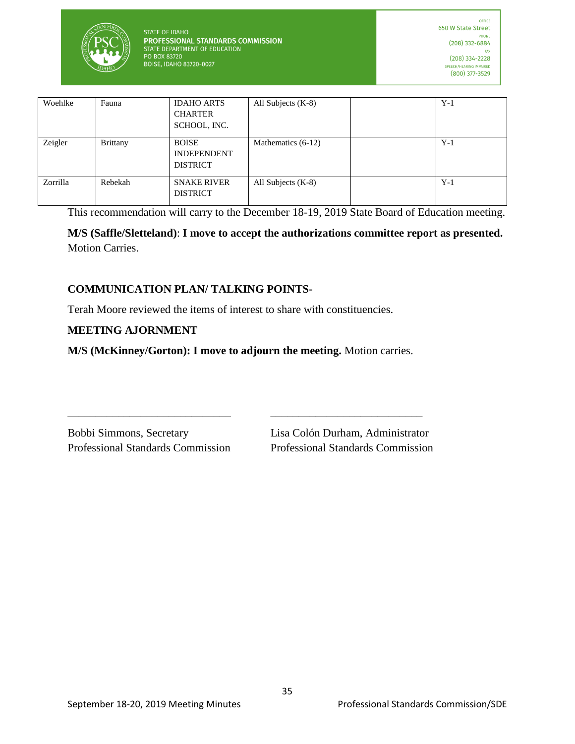| | | | | | |
|---|---|---|---|---|---|
| Woehlke | Fauna | IDAHO ARTS CHARTER SCHOOL, INC. | All Subjects (K-8) | | Y-1 |
| Zeigler | Brittany | BOISE INDEPENDENT DISTRICT | Mathematics (6-12) | | Y-1 |
| Zorrilla | Rebekah | SNAKE RIVER DISTRICT | All Subjects (K-8) | | Y-1 |

This recommendation will carry to the December 18-19, 2019 State Board of Education meeting.

**M/S (Saffle/Sletteland)**: **I move to accept the authorizations committee report as presented.** Motion Carries.

**COMMUNICATION PLAN/ TALKING POINTS-**

Terah Moore reviewed the items of interest to share with constituencies.

**MEETING AJORNMENT**

**M/S (McKinney/Gorton): I move to adjourn the meeting.** Motion carries.

\_\_\_\_\_\_\_\_\_\_\_\_\_\_\_\_\_\_\_\_\_\_\_\_\_\_\_\_\_\_ \_\_\_\_\_\_\_\_\_\_\_\_\_\_\_\_\_\_\_\_\_\_\_\_\_\_\_\_

Bobbi Simmons, Secretary
Professional Standards Commission

Lisa Colón Durham, Administrator
Professional Standards Commission